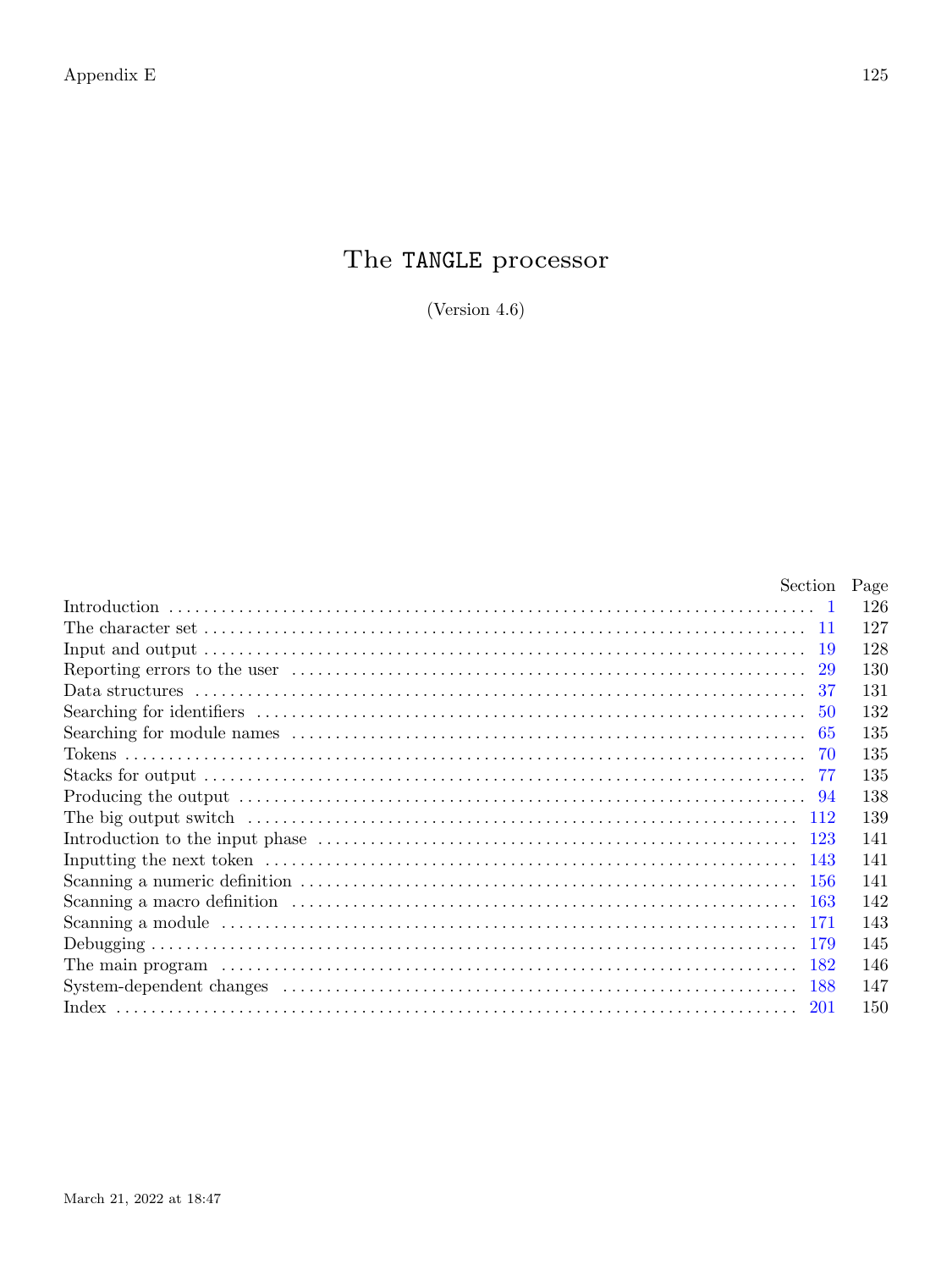# The TANGLE processor

(Version 4.6)

| | Section | Page |
|---|---|---|
| Introduction | 1 | 126 |
| The character set | 11 | 127 |
| Input and output | 19 | 128 |
| Reporting errors to the user | 29 | 130 |
| Data structures | 37 | 131 |
| Searching for identifiers | 50 | 132 |
| Searching for module names | 65 | 135 |
| Tokens | 70 | 135 |
| Stacks for output | 77 | 135 |
| Producing the output | 94 | 138 |
| The big output switch | 112 | 139 |
| Introduction to the input phase | 123 | 141 |
| Inputting the next token | 143 | 141 |
| Scanning a numeric definition | 156 | 141 |
| Scanning a macro definition | 163 | 142 |
| Scanning a module | 171 | 143 |
| Debugging | 179 | 145 |
| The main program | 182 | 146 |
| System-dependent changes | 188 | 147 |
| Index | 201 | 150 |

March 21, 2022 at 18:47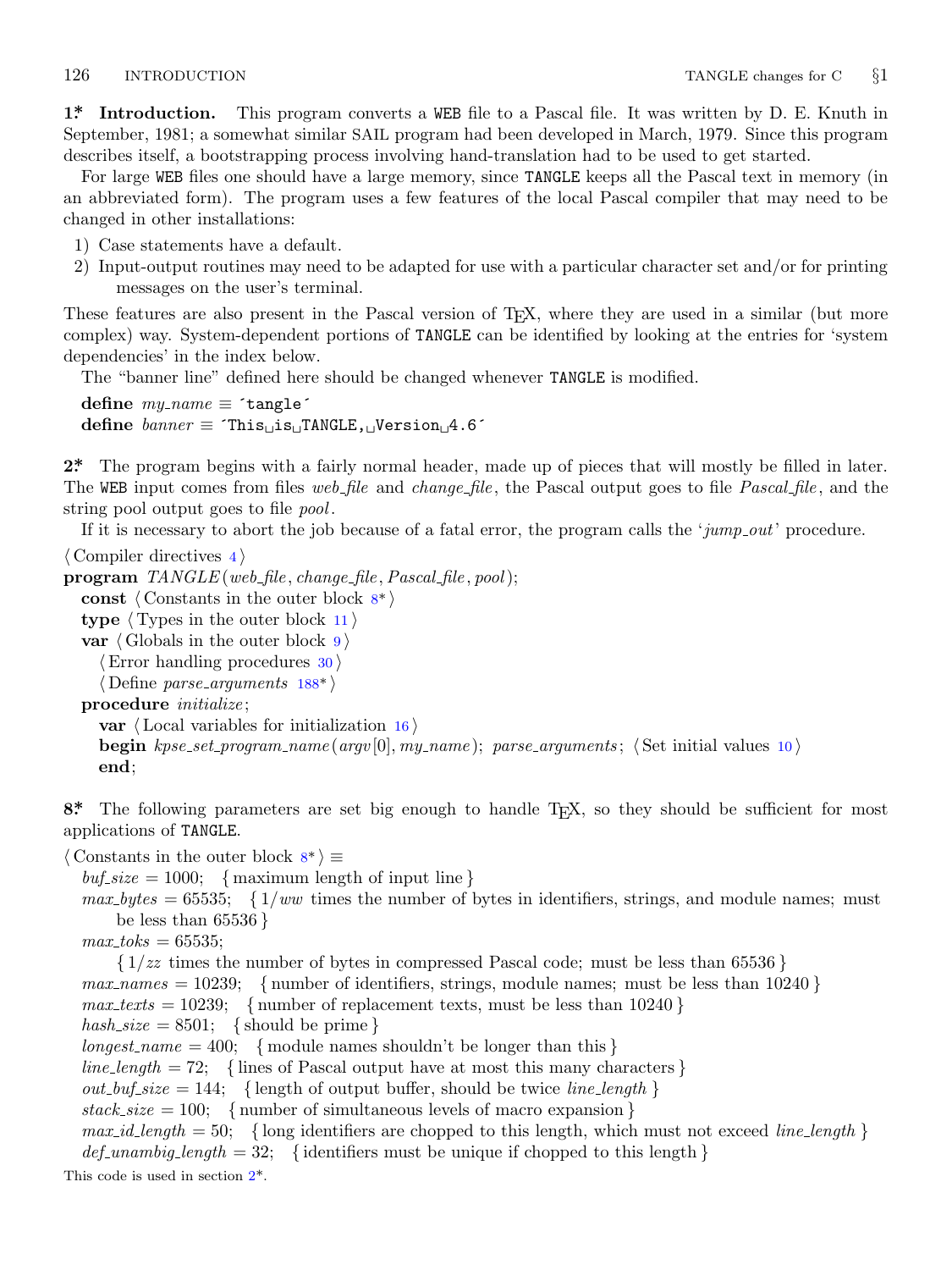**1\* Introduction.** This program converts a WEB file to a Pascal file. It was written by D. E. Knuth in September, 1981; a somewhat similar SAIL program had been developed in March, 1979. Since this program describes itself, a bootstrapping process involving hand-translation had to be used to get started.

For large WEB files one should have a large memory, since TANGLE keeps all the Pascal text in memory (in an abbreviated form). The program uses a few features of the local Pascal compiler that may need to be changed in other installations:

1) Case statements have a default.
2) Input-output routines may need to be adapted for use with a particular character set and/or for printing messages on the user's terminal.

These features are also present in the Pascal version of TeX, where they are used in a similar (but more complex) way. System-dependent portions of TANGLE can be identified by looking at the entries for 'system dependencies' in the index below.

The "banner line" defined here should be changed whenever TANGLE is modified.

**define** *my_name* ≡ ´tangle´
**define** *banner* ≡ ´This␣is␣TANGLE,␣Version␣4.6´

**2\*** The program begins with a fairly normal header, made up of pieces that will mostly be filled in later. The WEB input comes from files *web_file* and *change_file*, the Pascal output goes to file *Pascal_file*, and the string pool output goes to file *pool*.

If it is necessary to abort the job because of a fatal error, the program calls the '*jump_out*' procedure.

```
⟨Compiler directives 4⟩
program TANGLE(web_file, change_file, Pascal_file, pool);
  const ⟨Constants in the outer block 8*⟩
  type ⟨Types in the outer block 11⟩
  var ⟨Globals in the outer block 9⟩
    ⟨Error handling procedures 30⟩
    ⟨Define parse_arguments 188*⟩
  procedure initialize;
    var ⟨Local variables for initialization 16⟩
    begin kpse_set_program_name(argv[0], my_name); parse_arguments; ⟨Set initial values 10⟩
    end;
```

**8\*** The following parameters are set big enough to handle TeX, so they should be sufficient for most applications of TANGLE.

```
⟨Constants in the outer block 8*⟩ ≡
  buf_size = 1000;  { maximum length of input line }
  max_bytes = 65535;  { 1/ww times the number of bytes in identifiers, strings, and module names; must
      be less than 65536 }
  max_toks = 65535;
      { 1/zz times the number of bytes in compressed Pascal code; must be less than 65536 }
  max_names = 10239;  { number of identifiers, strings, module names; must be less than 10240 }
  max_texts = 10239;  { number of replacement texts, must be less than 10240 }
  hash_size = 8501;  { should be prime }
  longest_name = 400;  { module names shouldn't be longer than this }
  line_length = 72;  { lines of Pascal output have at most this many characters }
  out_buf_size = 144;  { length of output buffer, should be twice line_length }
  stack_size = 100;  { number of simultaneous levels of macro expansion }
  max_id_length = 50;  { long identifiers are chopped to this length, which must not exceed line_length }
  def_unambig_length = 32;  { identifiers must be unique if chopped to this length }
```

This code is used in section 2\*.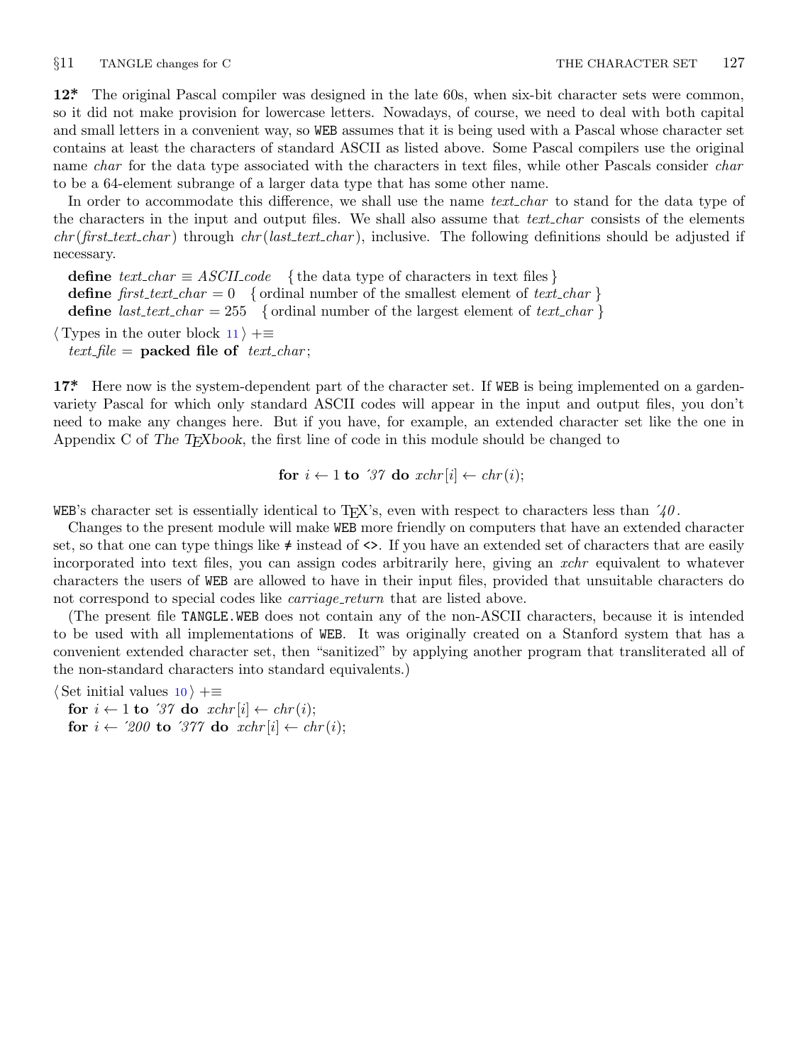**12\*** The original Pascal compiler was designed in the late 60s, when six-bit character sets were common, so it did not make provision for lowercase letters. Nowadays, of course, we need to deal with both capital and small letters in a convenient way, so WEB assumes that it is being used with a Pascal whose character set contains at least the characters of standard ASCII as listed above. Some Pascal compilers use the original name *char* for the data type associated with the characters in text files, while other Pascals consider *char* to be a 64-element subrange of a larger data type that has some other name.

In order to accommodate this difference, we shall use the name *text_char* to stand for the data type of the characters in the input and output files. We shall also assume that *text_char* consists of the elements *chr*(*first_text_char*) through *chr*(*last_text_char*), inclusive. The following definitions should be adjusted if necessary.

**define** *text_char* ≡ *ASCII_code* { the data type of characters in text files }
**define** *first_text_char* = 0 { ordinal number of the smallest element of *text_char* }
**define** *last_text_char* = 255 { ordinal number of the largest element of *text_char* }

⟨ Types in the outer block 11 ⟩ +≡
*text_file* = **packed file of** *text_char*;

**17\*** Here now is the system-dependent part of the character set. If WEB is being implemented on a garden-variety Pascal for which only standard ASCII codes will appear in the input and output files, you don't need to make any changes here. But if you have, for example, an extended character set like the one in Appendix C of *The TEXbook*, the first line of code in this module should be changed to

**for** $i \leftarrow 1$ **to** ´37 **do** $xchr[i] \leftarrow chr(i)$;

WEB's character set is essentially identical to TEX's, even with respect to characters less than ´40.

Changes to the present module will make WEB more friendly on computers that have an extended character set, so that one can type things like ≠ instead of <>. If you have an extended set of characters that are easily incorporated into text files, you can assign codes arbitrarily here, giving an *xchr* equivalent to whatever characters the users of WEB are allowed to have in their input files, provided that unsuitable characters do not correspond to special codes like *carriage_return* that are listed above.

(The present file TANGLE.WEB does not contain any of the non-ASCII characters, because it is intended to be used with all implementations of WEB. It was originally created on a Stanford system that has a convenient extended character set, then "sanitized" by applying another program that transliterated all of the non-standard characters into standard equivalents.)

⟨ Set initial values 10 ⟩ +≡
**for** $i \leftarrow 1$ **to** ´37 **do** $xchr[i] \leftarrow chr(i)$;
**for** $i \leftarrow$ ´200 **to** ´377 **do** $xchr[i] \leftarrow chr(i)$;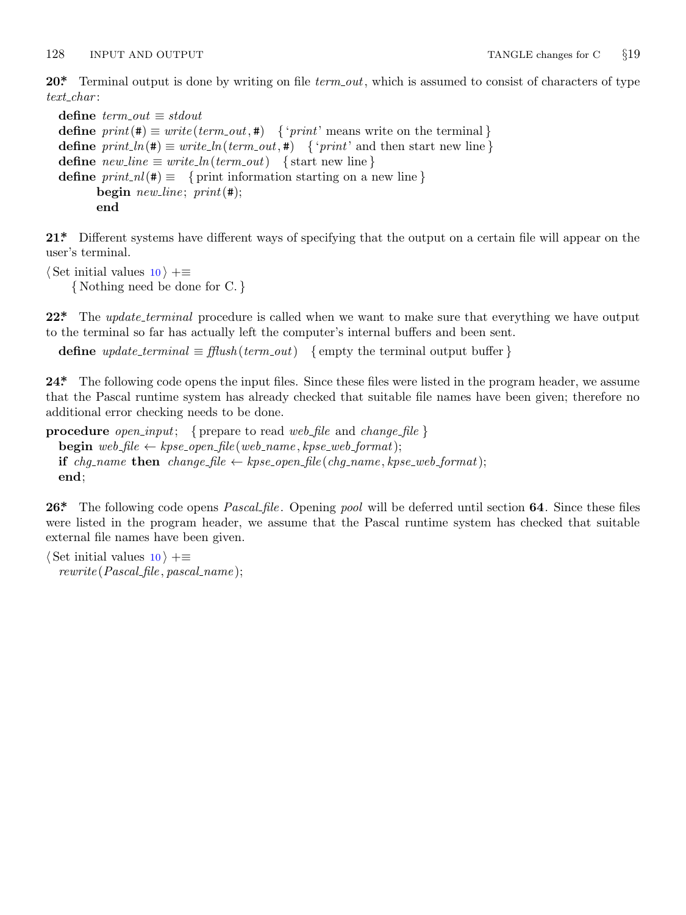**20*.** Terminal output is done by writing on file *term_out*, which is assumed to consist of characters of type *text_char*:

```
define term_out ≡ stdout
define print(#) ≡ write(term_out, #)   { 'print' means write on the terminal }
define print_ln(#) ≡ write_ln(term_out, #)   { 'print' and then start new line }
define new_line ≡ write_ln(term_out)   { start new line }
define print_nl(#) ≡   { print information starting on a new line }
        begin new_line; print(#);
        end
```

**21*.** Different systems have different ways of specifying that the output on a certain file will appear on the user's terminal.

⟨Set initial values 10⟩ +≡
{ Nothing need be done for C. }

**22*.** The *update_terminal* procedure is called when we want to make sure that everything we have output to the terminal so far has actually left the computer's internal buffers and been sent.

```
define update_terminal ≡ fflush(term_out)   { empty the terminal output buffer }
```

**24*.** The following code opens the input files. Since these files were listed in the program header, we assume that the Pascal runtime system has already checked that suitable file names have been given; therefore no additional error checking needs to be done.

```
procedure open_input;   { prepare to read web_file and change_file }
  begin web_file ← kpse_open_file(web_name, kpse_web_format);
  if chg_name then change_file ← kpse_open_file(chg_name, kpse_web_format);
  end;
```

**26*.** The following code opens *Pascal_file*. Opening *pool* will be deferred until section **64**. Since these files were listed in the program header, we assume that the Pascal runtime system has checked that suitable external file names have been given.

⟨Set initial values 10⟩ +≡
*rewrite*(*Pascal_file*, *pascal_name*);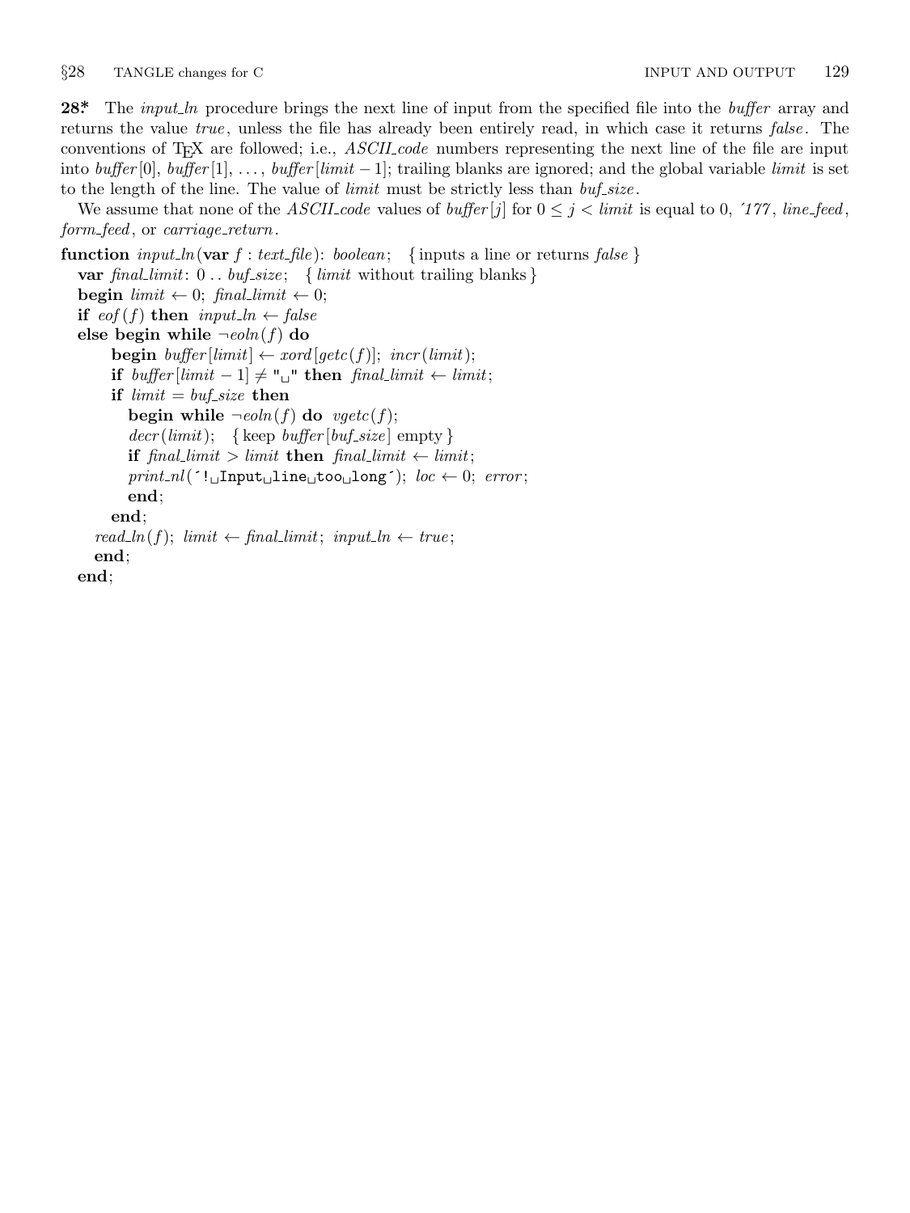**28*** The *input_ln* procedure brings the next line of input from the specified file into the *buffer* array and returns the value *true*, unless the file has already been entirely read, in which case it returns *false*. The conventions of TEX are followed; i.e., *ASCII_code* numbers representing the next line of the file are input into *buffer*[0], *buffer*[1], ..., *buffer*[*limit* − 1]; trailing blanks are ignored; and the global variable *limit* is set to the length of the line. The value of *limit* must be strictly less than *buf_size*.

We assume that none of the *ASCII_code* values of *buffer*[$j$] for $0 \le j < limit$ is equal to 0, ´177, *line_feed*, *form_feed*, or *carriage_return*.

```
function input_ln(var f : text_file): boolean;   { inputs a line or returns false }
  var final_limit: 0 .. buf_size;   { limit without trailing blanks }
  begin limit ← 0; final_limit ← 0;
  if eof(f) then input_ln ← false
  else begin while ¬eoln(f) do
        begin buffer[limit] ← xord[getc(f)]; incr(limit);
        if buffer[limit − 1] ≠ "␣" then final_limit ← limit;
        if limit = buf_size then
          begin while ¬eoln(f) do vgetc(f);
          decr(limit);   { keep buffer[buf_size] empty }
          if final_limit > limit then final_limit ← limit;
          print_nl(´!␣Input␣line␣too␣long´); loc ← 0; error;
          end;
        end;
    read_ln(f); limit ← final_limit; input_ln ← true;
    end;
  end;
```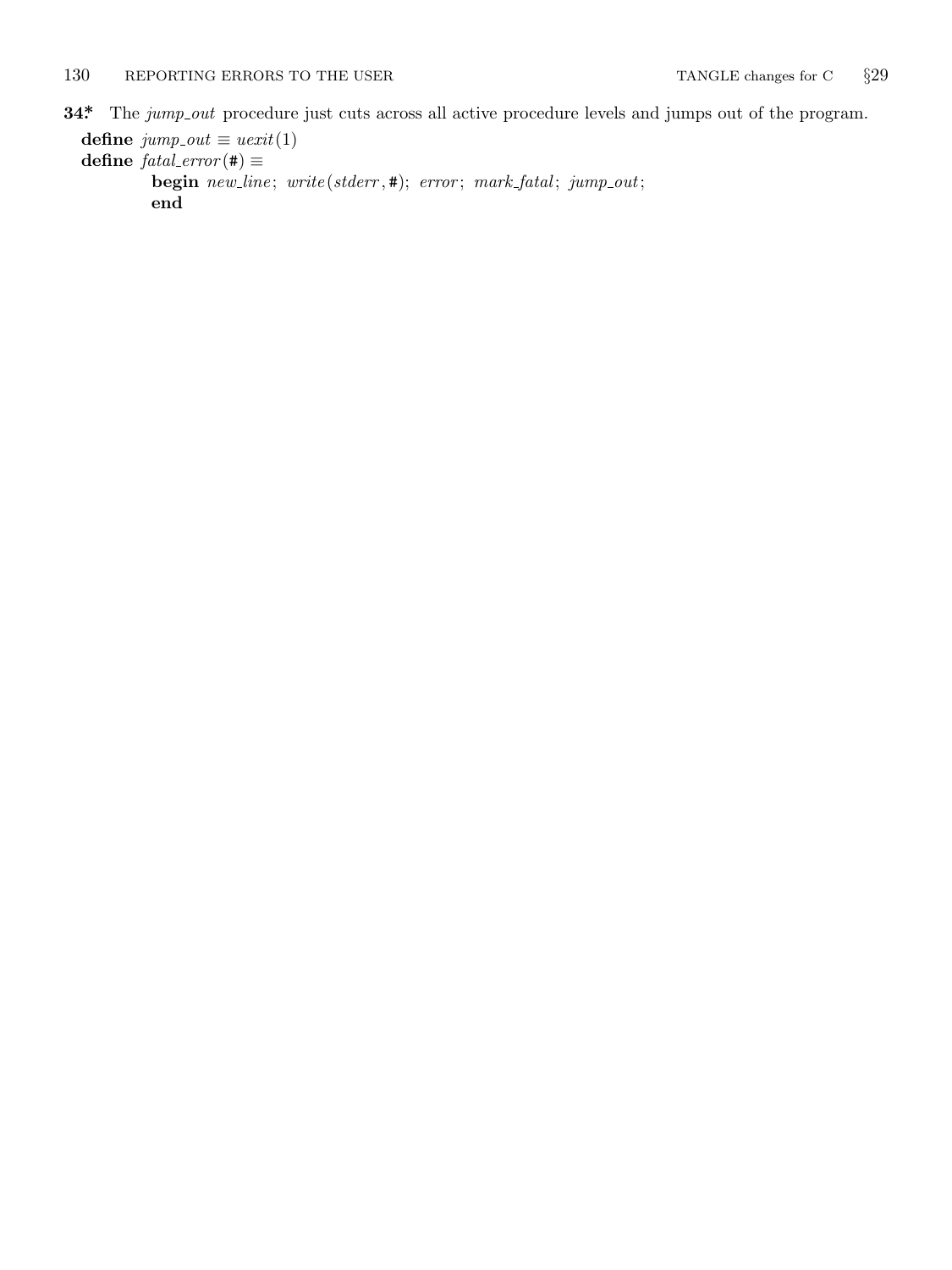**34\*** The *jump_out* procedure just cuts across all active procedure levels and jumps out of the program.

**define** *jump_out* ≡ *uexit*(1)
**define** *fatal_error*(#) ≡
  **begin** *new_line*; *write*(*stderr*, #); *error*; *mark_fatal*; *jump_out*;
  **end**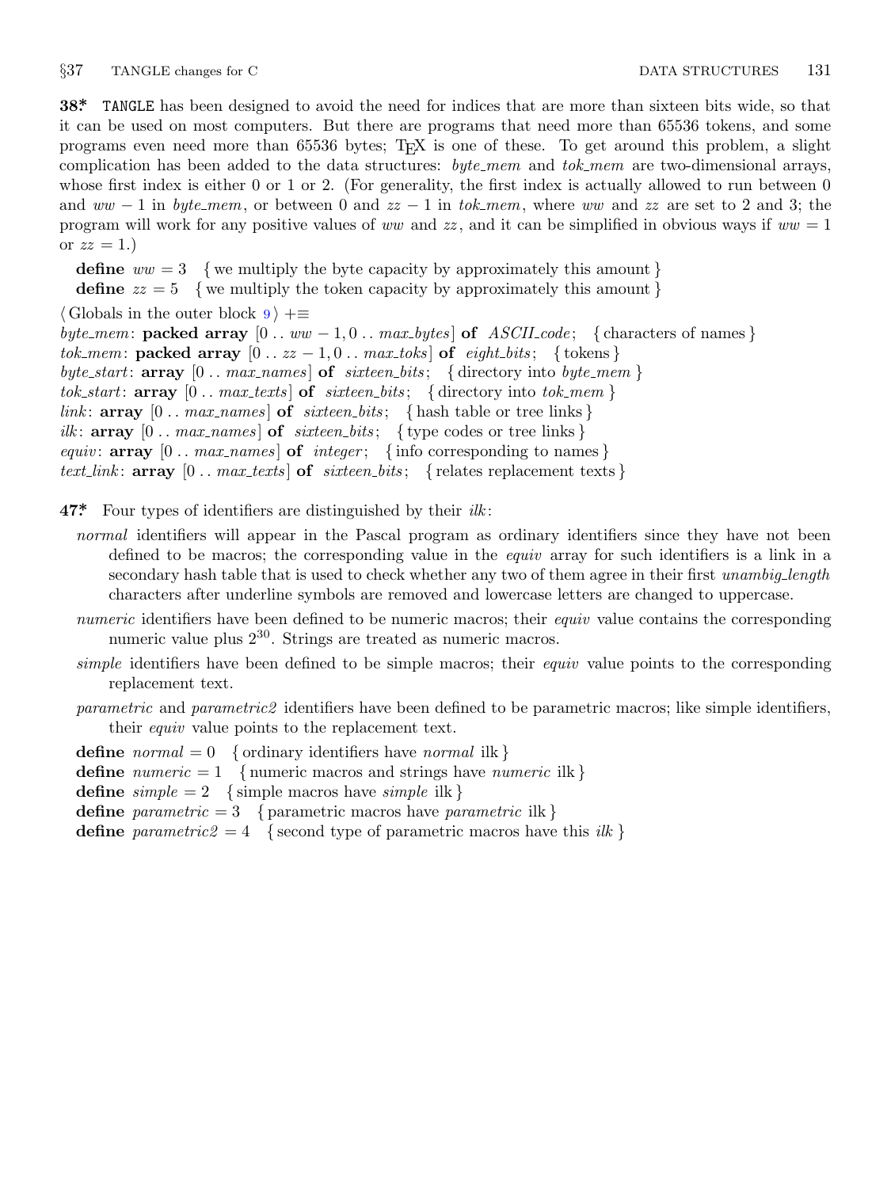**38\*** TANGLE has been designed to avoid the need for indices that are more than sixteen bits wide, so that it can be used on most computers. But there are programs that need more than 65536 tokens, and some programs even need more than 65536 bytes; TEX is one of these. To get around this problem, a slight complication has been added to the data structures: *byte_mem* and *tok_mem* are two-dimensional arrays, whose first index is either 0 or 1 or 2. (For generality, the first index is actually allowed to run between 0 and $ww - 1$ in *byte_mem*, or between 0 and $zz - 1$ in *tok_mem*, where *ww* and *zz* are set to 2 and 3; the program will work for any positive values of *ww* and *zz*, and it can be simplified in obvious ways if $ww = 1$ or $zz = 1$.)

**define** $ww = 3$ { we multiply the byte capacity by approximately this amount }
**define** $zz = 5$ { we multiply the token capacity by approximately this amount }

⟨ Globals in the outer block 9 ⟩ +≡
*byte_mem*: **packed array** [0 .. $ww - 1$, 0 .. *max_bytes*] **of** *ASCII_code*; { characters of names }
*tok_mem*: **packed array** [0 .. $zz - 1$, 0 .. *max_toks*] **of** *eight_bits*; { tokens }
*byte_start*: **array** [0 .. *max_names*] **of** *sixteen_bits*; { directory into *byte_mem* }
*tok_start*: **array** [0 .. *max_texts*] **of** *sixteen_bits*; { directory into *tok_mem* }
*link*: **array** [0 .. *max_names*] **of** *sixteen_bits*; { hash table or tree links }
*ilk*: **array** [0 .. *max_names*] **of** *sixteen_bits*; { type codes or tree links }
*equiv*: **array** [0 .. *max_names*] **of** *integer*; { info corresponding to names }
*text_link*: **array** [0 .. *max_texts*] **of** *sixteen_bits*; { relates replacement texts }

**47\*** Four types of identifiers are distinguished by their *ilk*:

*normal* identifiers will appear in the Pascal program as ordinary identifiers since they have not been defined to be macros; the corresponding value in the *equiv* array for such identifiers is a link in a secondary hash table that is used to check whether any two of them agree in their first *unambig_length* characters after underline symbols are removed and lowercase letters are changed to uppercase.

*numeric* identifiers have been defined to be numeric macros; their *equiv* value contains the corresponding numeric value plus $2^{30}$. Strings are treated as numeric macros.

*simple* identifiers have been defined to be simple macros; their *equiv* value points to the corresponding replacement text.

*parametric* and *parametric2* identifiers have been defined to be parametric macros; like simple identifiers, their *equiv* value points to the replacement text.

**define** *normal* = 0 { ordinary identifiers have *normal* ilk }
**define** *numeric* = 1 { numeric macros and strings have *numeric* ilk }
**define** *simple* = 2 { simple macros have *simple* ilk }
**define** *parametric* = 3 { parametric macros have *parametric* ilk }
**define** *parametric2* = 4 { second type of parametric macros have this *ilk* }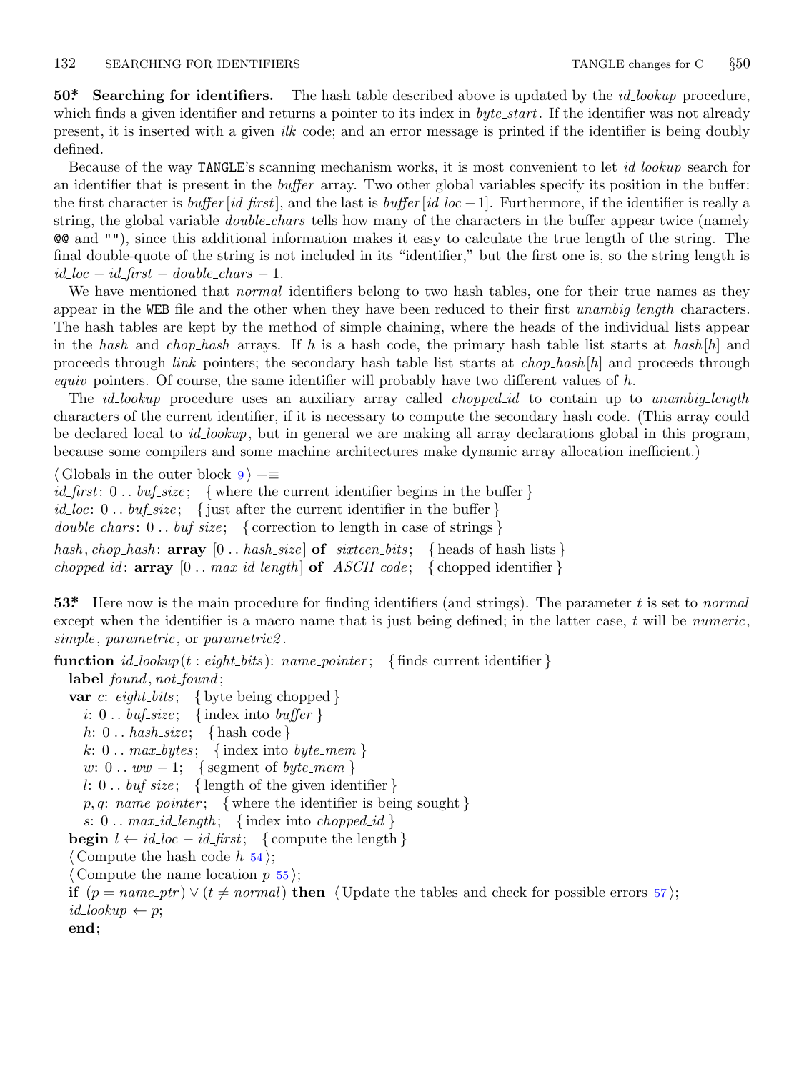**50\*. Searching for identifiers.** The hash table described above is updated by the *id_lookup* procedure, which finds a given identifier and returns a pointer to its index in *byte_start*. If the identifier was not already present, it is inserted with a given *ilk* code; and an error message is printed if the identifier is being doubly defined.

Because of the way TANGLE's scanning mechanism works, it is most convenient to let *id_lookup* search for an identifier that is present in the *buffer* array. Two other global variables specify its position in the buffer: the first character is *buffer*[*id_first*], and the last is *buffer*[*id_loc* − 1]. Furthermore, if the identifier is really a string, the global variable *double_chars* tells how many of the characters in the buffer appear twice (namely `@@` and `""`), since this additional information makes it easy to calculate the true length of the string. The final double-quote of the string is not included in its "identifier," but the first one is, so the string length is *id_loc* − *id_first* − *double_chars* − 1.

We have mentioned that *normal* identifiers belong to two hash tables, one for their true names as they appear in the WEB file and the other when they have been reduced to their first *unambig_length* characters. The hash tables are kept by the method of simple chaining, where the heads of the individual lists appear in the *hash* and *chop_hash* arrays. If $h$ is a hash code, the primary hash table list starts at *hash*[$h$] and proceeds through *link* pointers; the secondary hash table list starts at *chop_hash*[$h$] and proceeds through *equiv* pointers. Of course, the same identifier will probably have two different values of $h$.

The *id_lookup* procedure uses an auxiliary array called *chopped_id* to contain up to *unambig_length* characters of the current identifier, if it is necessary to compute the secondary hash code. (This array could be declared local to *id_lookup*, but in general we are making all array declarations global in this program, because some compilers and some machine architectures make dynamic array allocation inefficient.)

```
⟨ Globals in the outer block 9 ⟩ +≡
id_first: 0 .. buf_size;  { where the current identifier begins in the buffer }
id_loc: 0 .. buf_size;  { just after the current identifier in the buffer }
double_chars: 0 .. buf_size;  { correction to length in case of strings }
hash, chop_hash: array [0 .. hash_size] of sixteen_bits;  { heads of hash lists }
chopped_id: array [0 .. max_id_length] of ASCII_code;  { chopped identifier }
```

**53\*.** Here now is the main procedure for finding identifiers (and strings). The parameter $t$ is set to *normal* except when the identifier is a macro name that is just being defined; in the latter case, $t$ will be *numeric*, *simple*, *parametric*, or *parametric2*.

```
function id_lookup(t : eight_bits): name_pointer;  { finds current identifier }
  label found, not_found;
  var c: eight_bits;  { byte being chopped }
    i: 0 .. buf_size;  { index into buffer }
    h: 0 .. hash_size;  { hash code }
    k: 0 .. max_bytes;  { index into byte_mem }
    w: 0 .. ww − 1;  { segment of byte_mem }
    l: 0 .. buf_size;  { length of the given identifier }
    p, q: name_pointer;  { where the identifier is being sought }
    s: 0 .. max_id_length;  { index into chopped_id }
  begin l ← id_loc − id_first;  { compute the length }
  ⟨ Compute the hash code h 54 ⟩;
  ⟨ Compute the name location p 55 ⟩;
  if (p = name_ptr) ∨ (t ≠ normal) then ⟨ Update the tables and check for possible errors 57 ⟩;
  id_lookup ← p;
  end;
```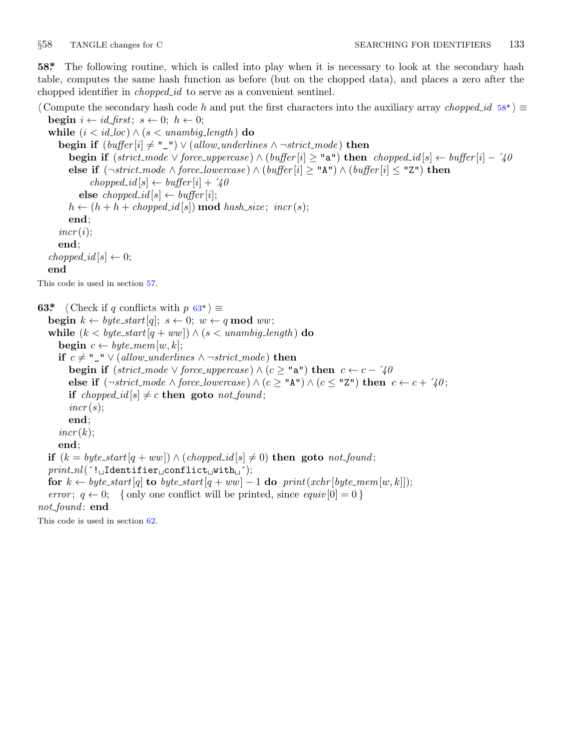**58\*** The following routine, which is called into play when it is necessary to look at the secondary hash table, computes the same hash function as before (but on the chopped data), and places a zero after the chopped identifier in *chopped_id* to serve as a convenient sentinel.

⟨ Compute the secondary hash code $h$ and put the first characters into the auxiliary array *chopped_id* 58\* ⟩ ≡

```
begin i ← id_first; s ← 0; h ← 0;
while (i < id_loc) ∧ (s < unambig_length) do
  begin if (buffer[i] ≠ "_") ∨ (allow_underlines ∧ ¬strict_mode) then
    begin if (strict_mode ∨ force_uppercase) ∧ (buffer[i] ≥ "a") then chopped_id[s] ← buffer[i] − '40
    else if (¬strict_mode ∧ force_lowercase) ∧ (buffer[i] ≥ "A") ∧ (buffer[i] ≤ "Z") then
        chopped_id[s] ← buffer[i] + '40
      else chopped_id[s] ← buffer[i];
    h ← (h + h + chopped_id[s]) mod hash_size; incr(s);
    end;
  incr(i);
  end;
chopped_id[s] ← 0;
end
```

This code is used in section 57.

**63\*** ⟨ Check if $q$ conflicts with $p$ 63\* ⟩ ≡

```
begin k ← byte_start[q]; s ← 0; w ← q mod ww;
while (k < byte_start[q + ww]) ∧ (s < unambig_length) do
  begin c ← byte_mem[w, k];
  if c ≠ "_" ∨ (allow_underlines ∧ ¬strict_mode) then
    begin if (strict_mode ∨ force_uppercase) ∧ (c ≥ "a") then c ← c − '40
    else if (¬strict_mode ∧ force_lowercase) ∧ (c ≥ "A") ∧ (c ≤ "Z") then c ← c + '40;
    if chopped_id[s] ≠ c then goto not_found;
    incr(s);
    end;
  incr(k);
  end;
if (k = byte_start[q + ww]) ∧ (chopped_id[s] ≠ 0) then goto not_found;
print_nl('! Identifier conflict with ');
for k ← byte_start[q] to byte_start[q + ww] − 1 do print(xchr[byte_mem[w, k]]);
error; q ← 0;   { only one conflict will be printed, since equiv[0] = 0 }
not_found: end
```

This code is used in section 62.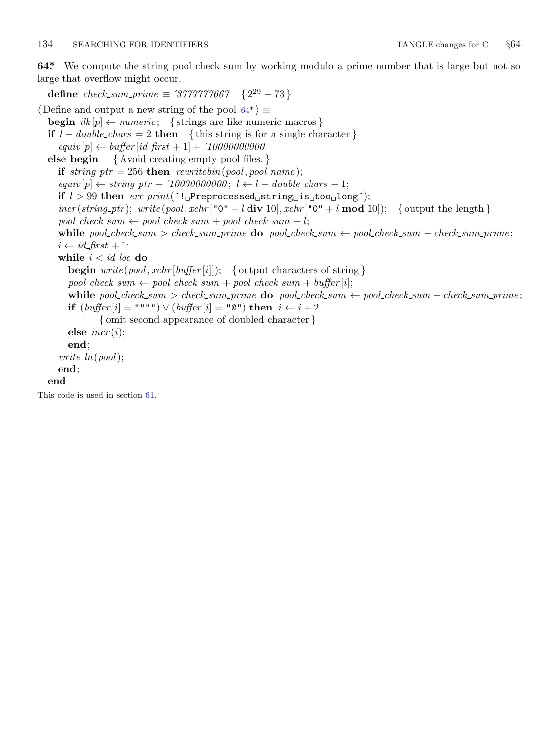**64*.** We compute the string pool check sum by working modulo a prime number that is large but not so large that overflow might occur.

```
define check_sum_prime ≡ '3777777667  { 2^29 − 73 }

⟨ Define and output a new string of the pool 64* ⟩ ≡
  begin ilk[p] ← numeric;   { strings are like numeric macros }
  if l − double_chars = 2 then   { this string is for a single character }
    equiv[p] ← buffer[id_first + 1] + '10000000000
  else begin   { Avoid creating empty pool files. }
    if string_ptr = 256 then rewritebin(pool, pool_name);
    equiv[p] ← string_ptr + '10000000000; l ← l − double_chars − 1;
    if l > 99 then err_print('! Preprocessed string is too long');
    incr(string_ptr); write(pool, xchr["0" + l div 10], xchr["0" + l mod 10]);   { output the length }
    pool_check_sum ← pool_check_sum + pool_check_sum + l;
    while pool_check_sum > check_sum_prime do pool_check_sum ← pool_check_sum − check_sum_prime;
    i ← id_first + 1;
    while i < id_loc do
      begin write(pool, xchr[buffer[i]]);   { output characters of string }
      pool_check_sum ← pool_check_sum + pool_check_sum + buffer[i];
      while pool_check_sum > check_sum_prime do pool_check_sum ← pool_check_sum − check_sum_prime;
      if (buffer[i] = """") ∨ (buffer[i] = "@") then i ← i + 2
          { omit second appearance of doubled character }
      else incr(i);
      end;
    write_ln(pool);
    end;
  end
```

This code is used in section 61.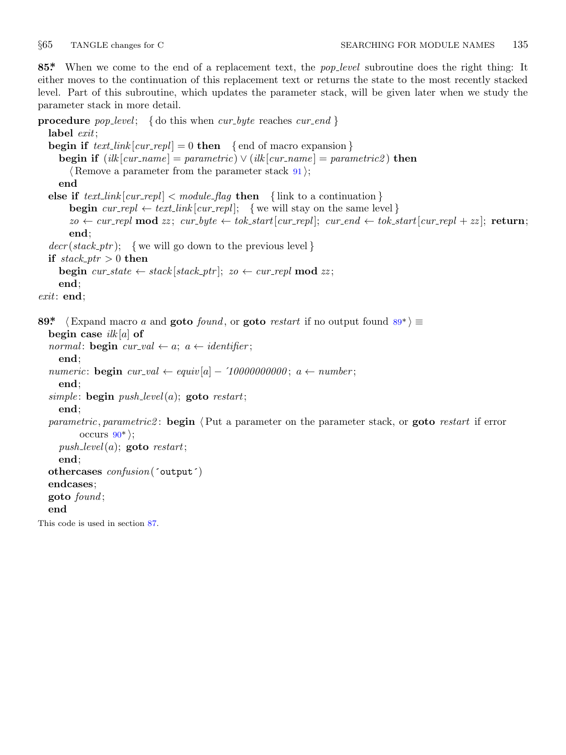**85\*** When we come to the end of a replacement text, the *pop_level* subroutine does the right thing: It either moves to the continuation of this replacement text or returns the state to the most recently stacked level. Part of this subroutine, which updates the parameter stack, will be given later when we study the parameter stack in more detail.

```
procedure pop_level; { do this when cur_byte reaches cur_end }
  label exit;
  begin if text_link[cur_repl] = 0 then { end of macro expansion }
    begin if (ilk[cur_name] = parametric) ∨ (ilk[cur_name] = parametric2) then
      ⟨Remove a parameter from the parameter stack 91⟩;
    end
  else if text_link[cur_repl] < module_flag then { link to a continuation }
      begin cur_repl ← text_link[cur_repl]; { we will stay on the same level }
      zo ← cur_repl mod zz; cur_byte ← tok_start[cur_repl]; cur_end ← tok_start[cur_repl + zz]; return;
      end;
  decr(stack_ptr); { we will go down to the previous level }
  if stack_ptr > 0 then
    begin cur_state ← stack[stack_ptr]; zo ← cur_repl mod zz;
    end;
exit: end;
```

**89\*** ⟨Expand macro *a* and **goto** *found*, or **goto** *restart* if no output found 89\*⟩ ≡

```
  begin case ilk[a] of
  normal: begin cur_val ← a; a ← identifier;
    end;
  numeric: begin cur_val ← equiv[a] − ´10000000000; a ← number;
    end;
  simple: begin push_level(a); goto restart;
    end;
  parametric, parametric2: begin ⟨Put a parameter on the parameter stack, or goto restart if error
        occurs 90*⟩;
    push_level(a); goto restart;
    end;
  othercases confusion(´output´)
  endcases;
  goto found;
  end
```

This code is used in section 87.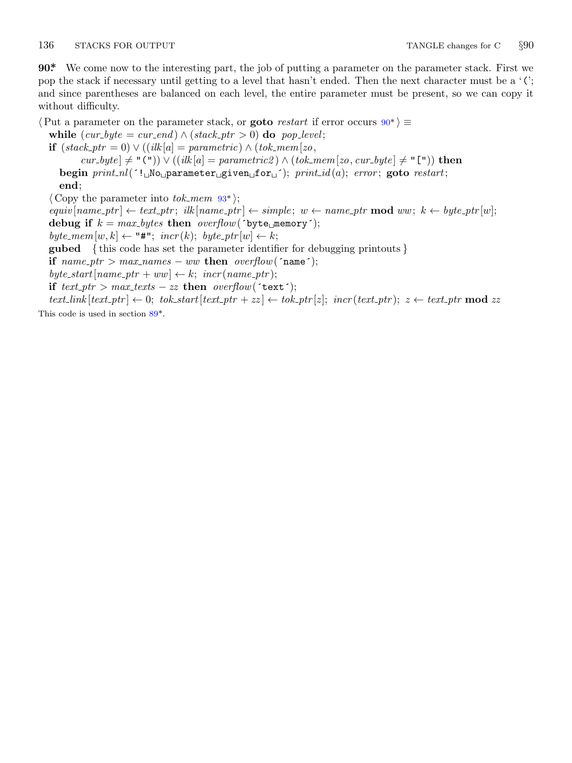**90\*** We come now to the interesting part, the job of putting a parameter on the parameter stack. First we pop the stack if necessary until getting to a level that hasn't ended. Then the next character must be a '(' ; and since parentheses are balanced on each level, the entire parameter must be present, so we can copy it without difficulty.

⟨ Put a parameter on the parameter stack, or **goto** *restart* if error occurs 90\* ⟩ ≡

```
while (cur_byte = cur_end) ∧ (stack_ptr > 0) do pop_level;
if (stack_ptr = 0) ∨ ((ilk[a] = parametric) ∧ (tok_mem[zo,
      cur_byte] ≠ "(")) ∨ ((ilk[a] = parametric2) ∧ (tok_mem[zo, cur_byte] ≠ "[")) then
  begin print_nl('! No parameter given for '); print_id(a); error; goto restart;
  end;
⟨ Copy the parameter into tok_mem 93* ⟩;
equiv[name_ptr] ← text_ptr; ilk[name_ptr] ← simple; w ← name_ptr mod ww; k ← byte_ptr[w];
debug if k = max_bytes then overflow('byte memory');
byte_mem[w, k] ← "#"; incr(k); byte_ptr[w] ← k;
gubed  { this code has set the parameter identifier for debugging printouts }
if name_ptr > max_names − ww then overflow('name');
byte_start[name_ptr + ww] ← k; incr(name_ptr);
if text_ptr > max_texts − zz then overflow('text');
text_link[text_ptr] ← 0; tok_start[text_ptr + zz] ← tok_ptr[z]; incr(text_ptr); z ← text_ptr mod zz
```

This code is used in section 89\*.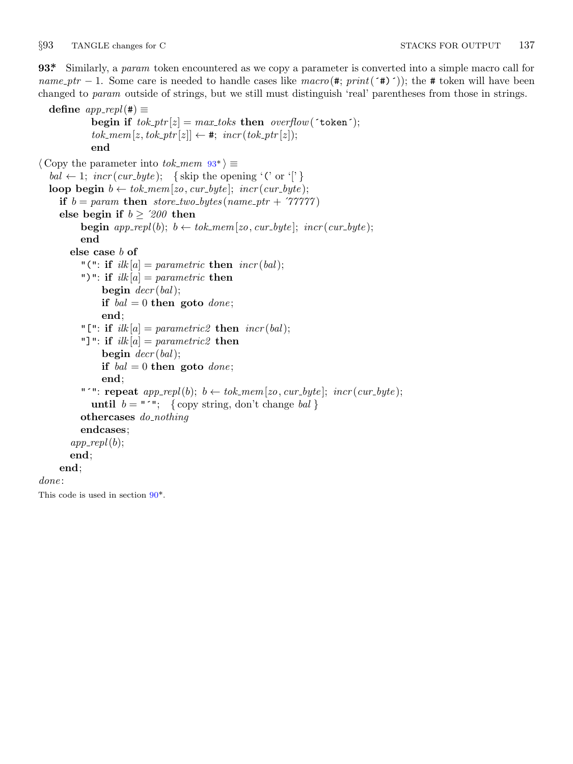**93\*** Similarly, a *param* token encountered as we copy a parameter is converted into a simple macro call for *name_ptr* − 1. Some care is needed to handle cases like *macro*(#; *print*(´#)´)); the # token will have been changed to *param* outside of strings, but we still must distinguish 'real' parentheses from those in strings.

```
define app_repl(#) ≡
        begin if tok_ptr[z] = max_toks then overflow(´token´);
        tok_mem[z, tok_ptr[z]] ← #; incr(tok_ptr[z]);
        end
```

```
⟨ Copy the parameter into tok_mem 93* ⟩ ≡
  bal ← 1; incr(cur_byte);   { skip the opening '(' or '[' }
  loop begin b ← tok_mem[zo, cur_byte]; incr(cur_byte);
    if b = param then store_two_bytes(name_ptr + ´77777)
    else begin if b ≥ ´200 then
        begin app_repl(b); b ← tok_mem[zo, cur_byte]; incr(cur_byte);
        end
      else case b of
        "(": if ilk[a] = parametric then incr(bal);
        ")": if ilk[a] = parametric then
             begin decr(bal);
             if bal = 0 then goto done;
             end;
        "[": if ilk[a] = parametric2 then incr(bal);
        "]": if ilk[a] = parametric2 then
             begin decr(bal);
             if bal = 0 then goto done;
             end;
        "´": repeat app_repl(b); b ← tok_mem[zo, cur_byte]; incr(cur_byte);
          until b = "´";   { copy string, don't change bal }
        othercases do_nothing
        endcases;
      app_repl(b);
      end;
    end;
done:
```

This code is used in section 90\*.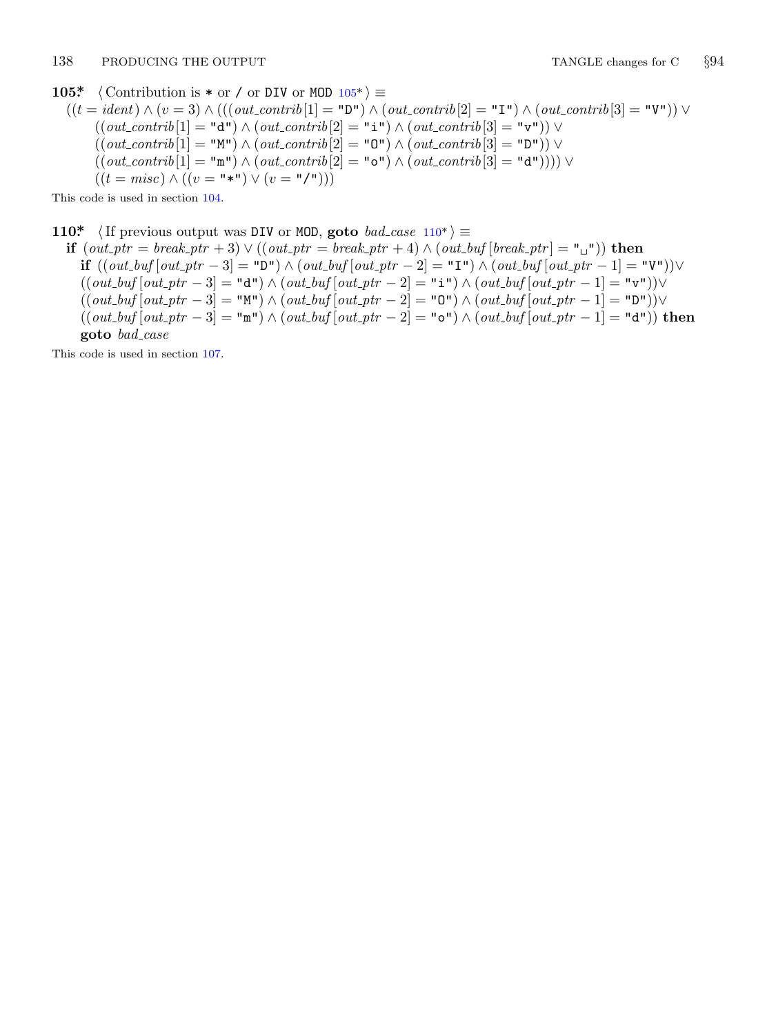**105\*** ⟨ Contribution is `*` or `/` or `DIV` or `MOD` 105\* ⟩ ≡

$((t = ident) \wedge (v = 3) \wedge (((out\_contrib[1] = \texttt{"D"}) \wedge (out\_contrib[2] = \texttt{"I"}) \wedge (out\_contrib[3] = \texttt{"V"})) \vee$
$((out\_contrib[1] = \texttt{"d"}) \wedge (out\_contrib[2] = \texttt{"i"}) \wedge (out\_contrib[3] = \texttt{"v"})) \vee$
$((out\_contrib[1] = \texttt{"M"}) \wedge (out\_contrib[2] = \texttt{"O"}) \wedge (out\_contrib[3] = \texttt{"D"})) \vee$
$((out\_contrib[1] = \texttt{"m"}) \wedge (out\_contrib[2] = \texttt{"o"}) \wedge (out\_contrib[3] = \texttt{"d"})))) \vee$
$((t = misc) \wedge ((v = \texttt{"*"}) \vee (v = \texttt{"/"})))$

This code is used in section 104.

**110\*** ⟨ If previous output was `DIV` or `MOD`, **goto** *bad_case* 110\* ⟩ ≡

**if** $(out\_ptr = break\_ptr + 3) \vee ((out\_ptr = break\_ptr + 4) \wedge (out\_buf[break\_ptr] = \texttt{"␣"}))$ **then**
  **if** $((out\_buf[out\_ptr - 3] = \texttt{"D"}) \wedge (out\_buf[out\_ptr - 2] = \texttt{"I"}) \wedge (out\_buf[out\_ptr - 1] = \texttt{"V"})) \vee$
  $((out\_buf[out\_ptr - 3] = \texttt{"d"}) \wedge (out\_buf[out\_ptr - 2] = \texttt{"i"}) \wedge (out\_buf[out\_ptr - 1] = \texttt{"v"})) \vee$
  $((out\_buf[out\_ptr - 3] = \texttt{"M"}) \wedge (out\_buf[out\_ptr - 2] = \texttt{"O"}) \wedge (out\_buf[out\_ptr - 1] = \texttt{"D"})) \vee$
  $((out\_buf[out\_ptr - 3] = \texttt{"m"}) \wedge (out\_buf[out\_ptr - 2] = \texttt{"o"}) \wedge (out\_buf[out\_ptr - 1] = \texttt{"d"}))$ **then**
  **goto** *bad_case*

This code is used in section 107.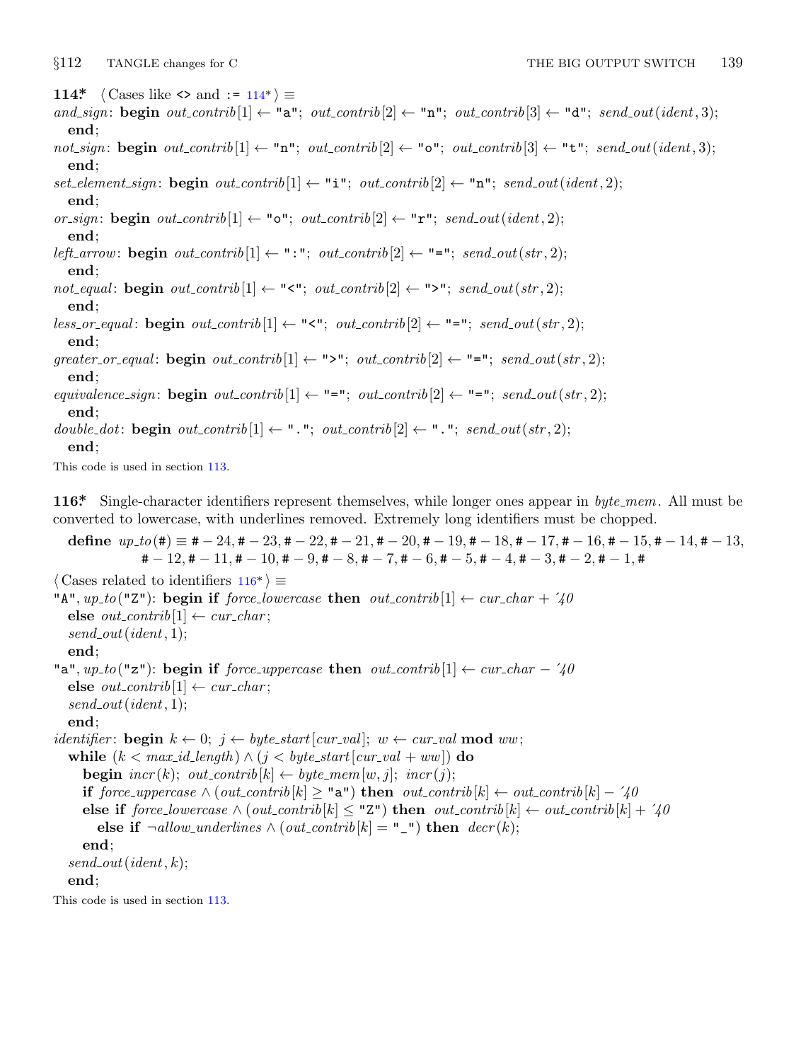**114\*** ⟨ Cases like `<>` and `:=` 114\* ⟩ ≡

*and_sign*: **begin** *out_contrib*[1] ← "a"; *out_contrib*[2] ← "n"; *out_contrib*[3] ← "d"; *send_out*(*ident*, 3);
 **end**;
*not_sign*: **begin** *out_contrib*[1] ← "n"; *out_contrib*[2] ← "o"; *out_contrib*[3] ← "t"; *send_out*(*ident*, 3);
 **end**;
*set_element_sign*: **begin** *out_contrib*[1] ← "i"; *out_contrib*[2] ← "n"; *send_out*(*ident*, 2);
 **end**;
*or_sign*: **begin** *out_contrib*[1] ← "o"; *out_contrib*[2] ← "r"; *send_out*(*ident*, 2);
 **end**;
*left_arrow*: **begin** *out_contrib*[1] ← ":"; *out_contrib*[2] ← "="; *send_out*(*str*, 2);
 **end**;
*not_equal*: **begin** *out_contrib*[1] ← "<"; *out_contrib*[2] ← ">"; *send_out*(*str*, 2);
 **end**;
*less_or_equal*: **begin** *out_contrib*[1] ← "<"; *out_contrib*[2] ← "="; *send_out*(*str*, 2);
 **end**;
*greater_or_equal*: **begin** *out_contrib*[1] ← ">"; *out_contrib*[2] ← "="; *send_out*(*str*, 2);
 **end**;
*equivalence_sign*: **begin** *out_contrib*[1] ← "="; *out_contrib*[2] ← "="; *send_out*(*str*, 2);
 **end**;
*double_dot*: **begin** *out_contrib*[1] ← "."; *out_contrib*[2] ← "."; *send_out*(*str*, 2);
 **end**;

This code is used in section 113.

**116\*** Single-character identifiers represent themselves, while longer ones appear in *byte_mem*. All must be converted to lowercase, with underlines removed. Extremely long identifiers must be chopped.

 **define** *up_to*(#) ≡ # − 24, # − 23, # − 22, # − 21, # − 20, # − 19, # − 18, # − 17, # − 16, # − 15, # − 14, # − 13, # − 12, # − 11, # − 10, # − 9, # − 8, # − 7, # − 6, # − 5, # − 4, # − 3, # − 2, # − 1, #

⟨ Cases related to identifiers 116\* ⟩ ≡

"A", *up_to*("Z"): **begin if** *force_lowercase* **then** *out_contrib*[1] ← *cur_char* + ´40
 **else** *out_contrib*[1] ← *cur_char*;
 *send_out*(*ident*, 1);
 **end**;
"a", *up_to*("z"): **begin if** *force_uppercase* **then** *out_contrib*[1] ← *cur_char* − ´40
 **else** *out_contrib*[1] ← *cur_char*;
 *send_out*(*ident*, 1);
 **end**;
*identifier*: **begin** *k* ← 0; *j* ← *byte_start*[*cur_val*]; *w* ← *cur_val* **mod** *ww*;
 **while** (*k* < *max_id_length*) ∧ (*j* < *byte_start*[*cur_val* + *ww*]) **do**
  **begin** *incr*(*k*); *out_contrib*[*k*] ← *byte_mem*[*w*, *j*]; *incr*(*j*);
  **if** *force_uppercase* ∧ (*out_contrib*[*k*] ≥ "a") **then** *out_contrib*[*k*] ← *out_contrib*[*k*] − ´40
  **else if** *force_lowercase* ∧ (*out_contrib*[*k*] ≤ "Z") **then** *out_contrib*[*k*] ← *out_contrib*[*k*] + ´40
   **else if** ¬*allow_underlines* ∧ (*out_contrib*[*k*] = "_") **then** *decr*(*k*);
  **end**;
 *send_out*(*ident*, *k*);
 **end**;

This code is used in section 113.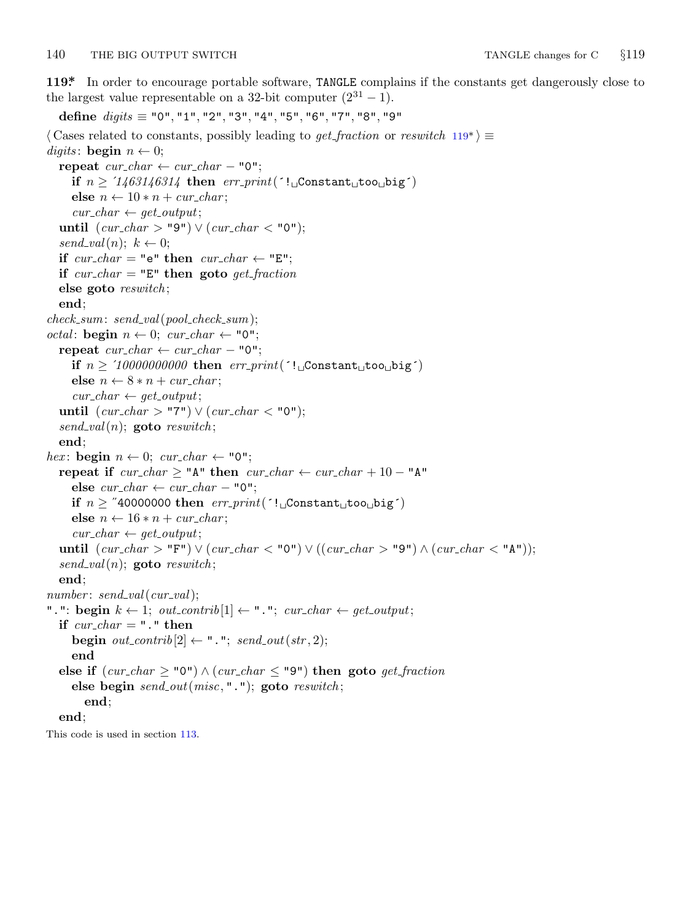**119\*** In order to encourage portable software, `TANGLE` complains if the constants get dangerously close to the largest value representable on a 32-bit computer ($2^{31} - 1$).

```
define digits ≡ "0", "1", "2", "3", "4", "5", "6", "7", "8", "9"

⟨ Cases related to constants, possibly leading to get_fraction or reswitch 119* ⟩ ≡
digits: begin n ← 0;
  repeat cur_char ← cur_char − "0";
    if n ≥ ´1463146314 then err_print(´! Constant too big´)
    else n ← 10 ∗ n + cur_char;
    cur_char ← get_output;
  until (cur_char > "9") ∨ (cur_char < "0");
  send_val(n); k ← 0;
  if cur_char = "e" then cur_char ← "E";
  if cur_char = "E" then goto get_fraction
  else goto reswitch;
  end;
check_sum: send_val(pool_check_sum);
octal: begin n ← 0; cur_char ← "0";
  repeat cur_char ← cur_char − "0";
    if n ≥ ´10000000000 then err_print(´! Constant too big´)
    else n ← 8 ∗ n + cur_char;
    cur_char ← get_output;
  until (cur_char > "7") ∨ (cur_char < "0");
  send_val(n); goto reswitch;
  end;
hex: begin n ← 0; cur_char ← "0";
  repeat if cur_char ≥ "A" then cur_char ← cur_char + 10 − "A"
    else cur_char ← cur_char − "0";
    if n ≥ ˝40000000 then err_print(´! Constant too big´)
    else n ← 16 ∗ n + cur_char;
    cur_char ← get_output;
  until (cur_char > "F") ∨ (cur_char < "0") ∨ ((cur_char > "9") ∧ (cur_char < "A"));
  send_val(n); goto reswitch;
  end;
number: send_val(cur_val);
".": begin k ← 1; out_contrib[1] ← "."; cur_char ← get_output;
  if cur_char = "." then
    begin out_contrib[2] ← "."; send_out(str, 2);
    end
  else if (cur_char ≥ "0") ∧ (cur_char ≤ "9") then goto get_fraction
    else begin send_out(misc, "."); goto reswitch;
      end;
  end;
```

This code is used in section 113.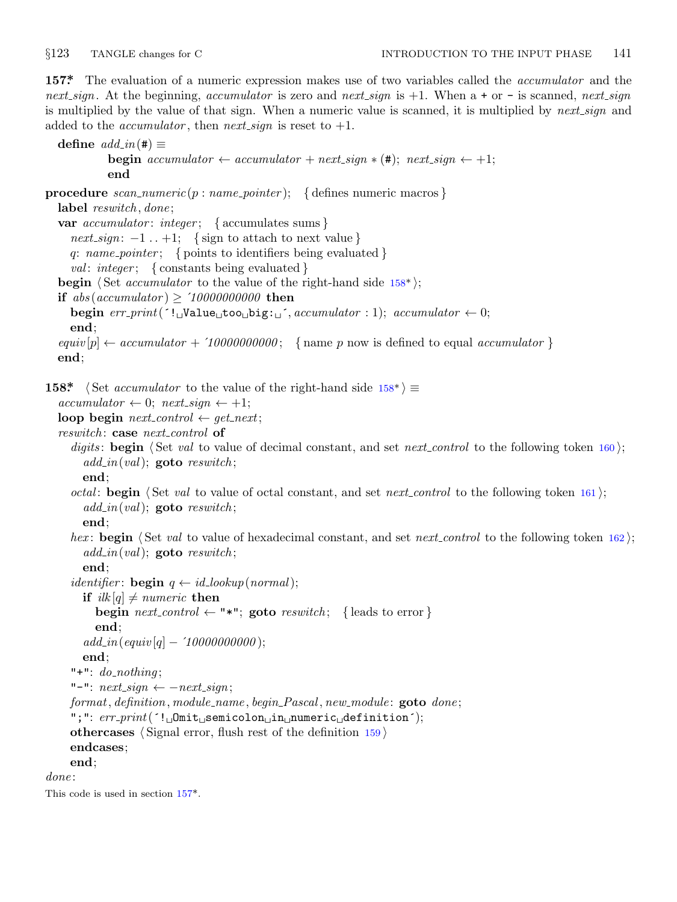**157*.** The evaluation of a numeric expression makes use of two variables called the *accumulator* and the *next_sign*. At the beginning, *accumulator* is zero and *next_sign* is +1. When a `+` or `-` is scanned, *next_sign* is multiplied by the value of that sign. When a numeric value is scanned, it is multiplied by *next_sign* and added to the *accumulator*, then *next_sign* is reset to +1.

```
define add_in(#) ≡
    begin accumulator ← accumulator + next_sign * (#); next_sign ← +1;
    end

procedure scan_numeric(p : name_pointer);  { defines numeric macros }
  label reswitch, done;
  var accumulator: integer;  { accumulates sums }
    next_sign: −1 . . +1;  { sign to attach to next value }
    q: name_pointer;  { points to identifiers being evaluated }
    val: integer;  { constants being evaluated }
  begin ⟨Set accumulator to the value of the right-hand side 158*⟩;
  if abs(accumulator) ≥ ´10000000000 then
    begin err_print(´!␣Value␣too␣big:␣´, accumulator : 1); accumulator ← 0;
    end;
  equiv[p] ← accumulator + ´10000000000;  { name p now is defined to equal accumulator }
  end;
```

**158*.** ⟨Set *accumulator* to the value of the right-hand side 158*⟩ ≡

```
accumulator ← 0; next_sign ← +1;
loop begin next_control ← get_next;
reswitch: case next_control of
  digits: begin ⟨Set val to value of decimal constant, and set next_control to the following token 160⟩;
    add_in(val); goto reswitch;
    end;
  octal: begin ⟨Set val to value of octal constant, and set next_control to the following token 161⟩;
    add_in(val); goto reswitch;
    end;
  hex: begin ⟨Set val to value of hexadecimal constant, and set next_control to the following token 162⟩;
    add_in(val); goto reswitch;
    end;
  identifier: begin q ← id_lookup(normal);
    if ilk[q] ≠ numeric then
      begin next_control ← "*"; goto reswitch;  { leads to error }
      end;
    add_in(equiv[q] − ´10000000000);
    end;
  "+": do_nothing;
  "-": next_sign ← −next_sign;
  format, definition, module_name, begin_Pascal, new_module: goto done;
  ";": err_print(´!␣Omit␣semicolon␣in␣numeric␣definition´);
  othercases ⟨Signal error, flush rest of the definition 159⟩
  endcases;
  end;
done:
```

This code is used in section 157*.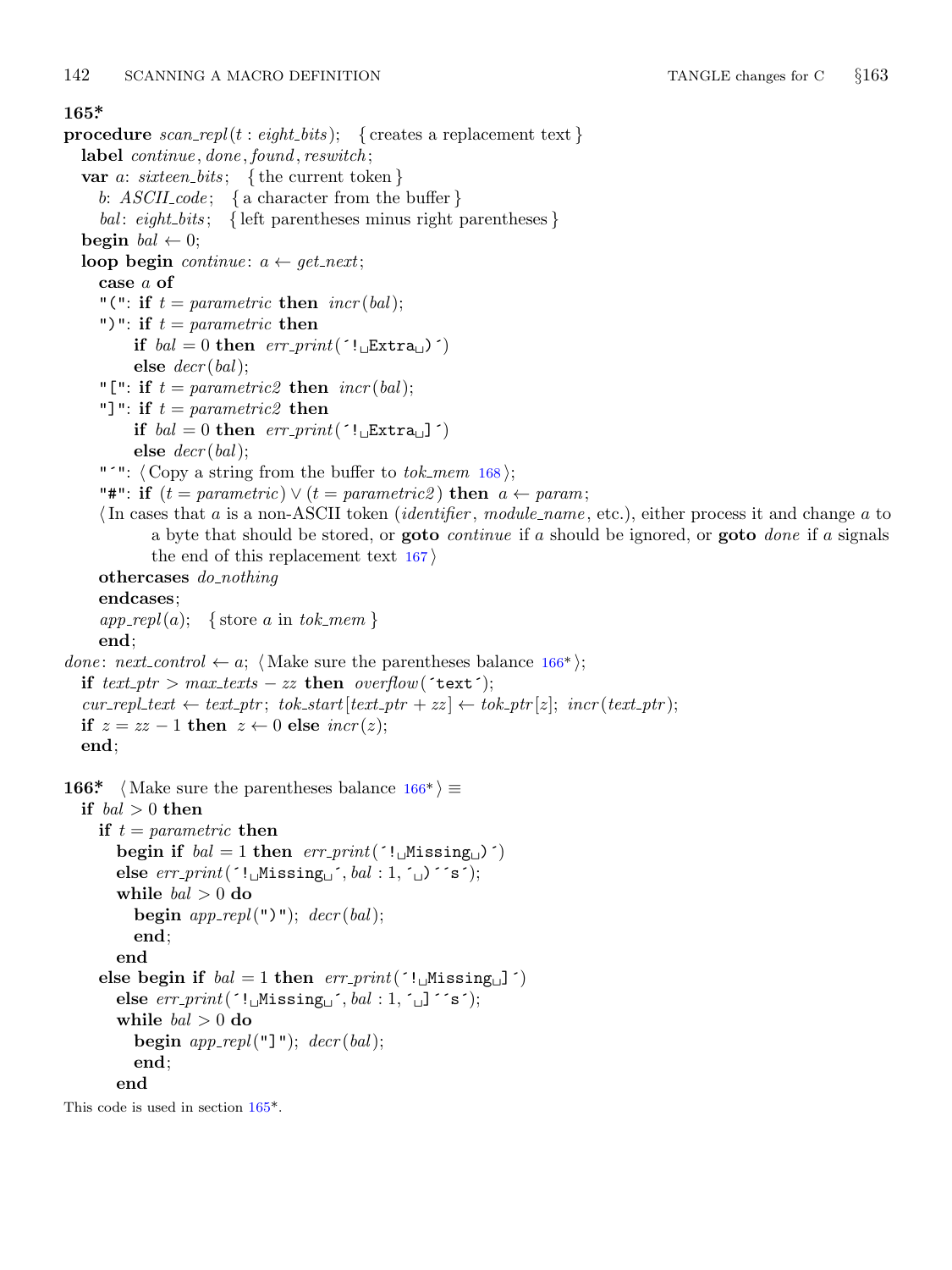**165\***

```
procedure scan_repl(t : eight_bits);   { creates a replacement text }
  label continue, done, found, reswitch;
  var a: sixteen_bits;   { the current token }
    b: ASCII_code;   { a character from the buffer }
    bal: eight_bits;   { left parentheses minus right parentheses }
  begin bal ← 0;
  loop begin continue: a ← get_next;
    case a of
    "(": if t = parametric then incr(bal);
    ")": if t = parametric then
        if bal = 0 then err_print(´!␣Extra␣)´)
        else decr(bal);
    "[": if t = parametric2 then incr(bal);
    "]": if t = parametric2 then
        if bal = 0 then err_print(´!␣Extra␣]´)
        else decr(bal);
    "´": ⟨Copy a string from the buffer to tok_mem 168⟩;
    "#": if (t = parametric) ∨ (t = parametric2) then a ← param;
    ⟨In cases that a is a non-ASCII token (identifier, module_name, etc.), either process it and change a to
        a byte that should be stored, or goto continue if a should be ignored, or goto done if a signals
        the end of this replacement text 167⟩
    othercases do_nothing
    endcases;
    app_repl(a);   { store a in tok_mem }
    end;
done: next_control ← a; ⟨Make sure the parentheses balance 166*⟩;
  if text_ptr > max_texts − zz then overflow(´text´);
  cur_repl_text ← text_ptr; tok_start[text_ptr + zz] ← tok_ptr[z]; incr(text_ptr);
  if z = zz − 1 then z ← 0 else incr(z);
  end;
```

**166\*** ⟨Make sure the parentheses balance 166\*⟩ ≡

```
  if bal > 0 then
    if t = parametric then
      begin if bal = 1 then err_print(´!␣Missing␣)´)
      else err_print(´!␣Missing␣´, bal : 1, ´␣)´´s´);
      while bal > 0 do
        begin app_repl(")"); decr(bal);
        end;
      end
    else begin if bal = 1 then err_print(´!␣Missing␣]´)
      else err_print(´!␣Missing␣´, bal : 1, ´␣]´´s´);
      while bal > 0 do
        begin app_repl("]"); decr(bal);
        end;
      end
```

This code is used in section 165\*.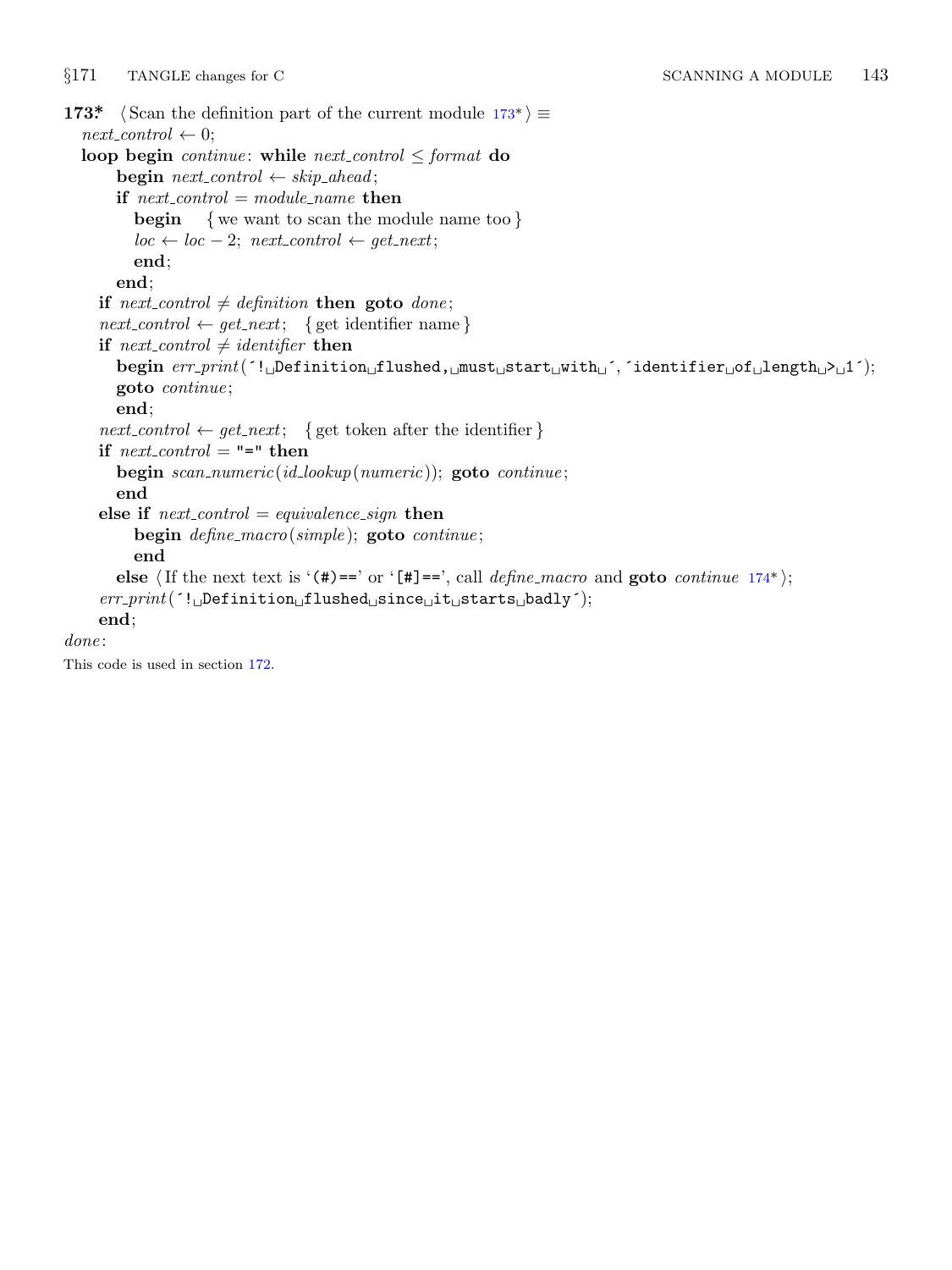**173\*** ⟨Scan the definition part of the current module 173\*⟩ ≡

```
next_control ← 0;
loop begin continue: while next_control ≤ format do
      begin next_control ← skip_ahead;
      if next_control = module_name then
         begin   { we want to scan the module name too }
         loc ← loc − 2; next_control ← get_next;
         end;
      end;
   if next_control ≠ definition then goto done;
   next_control ← get_next;   { get identifier name }
   if next_control ≠ identifier then
      begin err_print(´!␣Definition␣flushed,␣must␣start␣with␣´,´identifier␣of␣length␣>␣1´);
      goto continue;
      end;
   next_control ← get_next;   { get token after the identifier }
   if next_control = "=" then
      begin scan_numeric(id_lookup(numeric)); goto continue;
      end
   else if next_control = equivalence_sign then
         begin define_macro(simple); goto continue;
         end
      else ⟨If the next text is ‘(#)==’ or ‘[#]==’, call define_macro and goto continue 174*⟩;
   err_print(´!␣Definition␣flushed␣since␣it␣starts␣badly´);
   end;
done:
```

This code is used in section 172.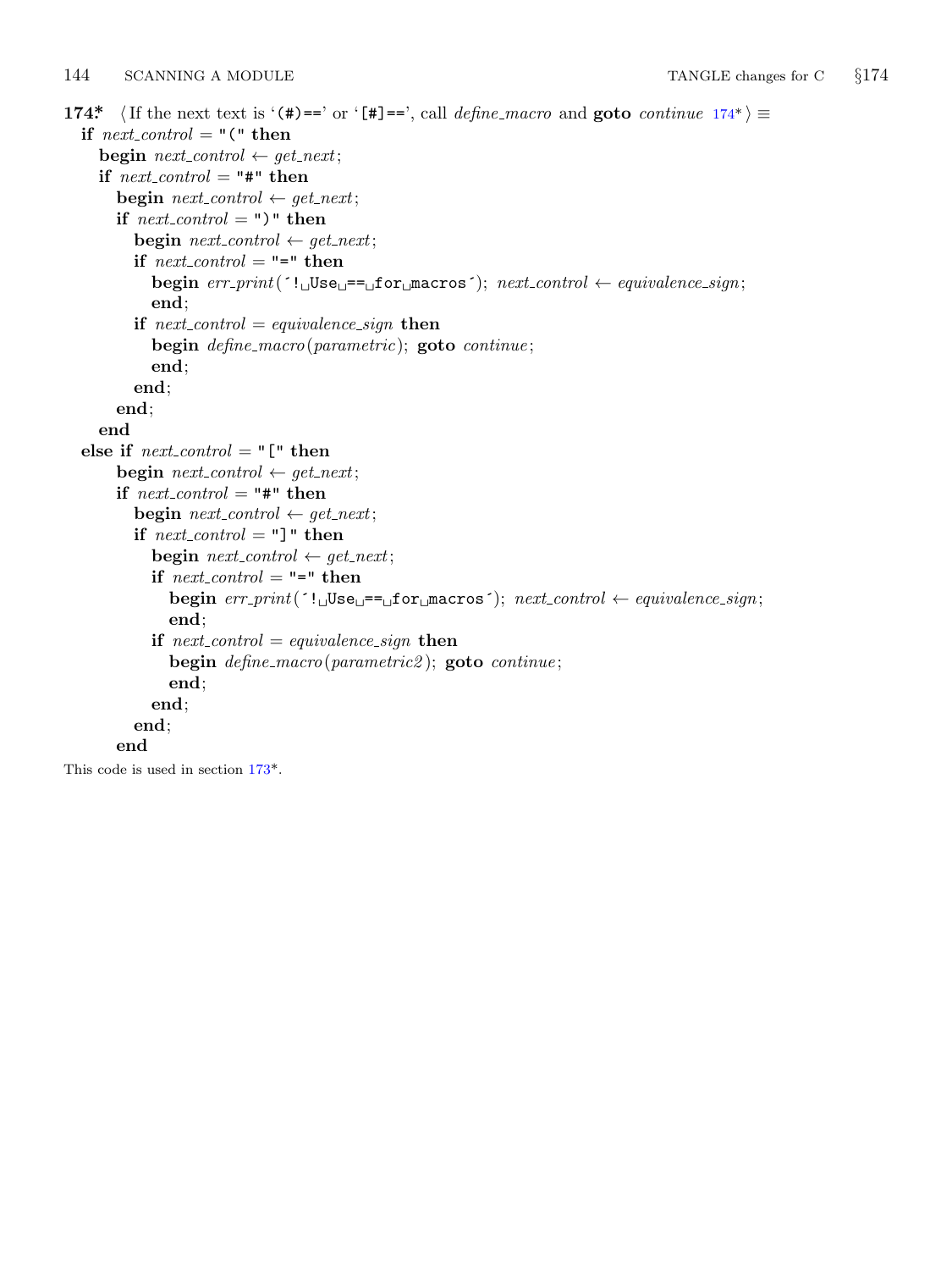**174\*.** ⟨ If the next text is '(#)==' or '[#]==', call *define_macro* and **goto** *continue* 174\* ⟩ ≡

```
if next_control = "(" then
  begin next_control ← get_next;
  if next_control = "#" then
    begin next_control ← get_next;
    if next_control = ")" then
      begin next_control ← get_next;
      if next_control = "=" then
        begin err_print(´!␣Use␣==␣for␣macros´); next_control ← equivalence_sign;
        end;
      if next_control = equivalence_sign then
        begin define_macro(parametric); goto continue;
        end;
      end;
    end;
  end
else if next_control = "[" then
    begin next_control ← get_next;
    if next_control = "#" then
      begin next_control ← get_next;
      if next_control = "]" then
        begin next_control ← get_next;
        if next_control = "=" then
          begin err_print(´!␣Use␣==␣for␣macros´); next_control ← equivalence_sign;
          end;
        if next_control = equivalence_sign then
          begin define_macro(parametric2); goto continue;
          end;
        end;
      end;
    end
```

This code is used in section 173\*.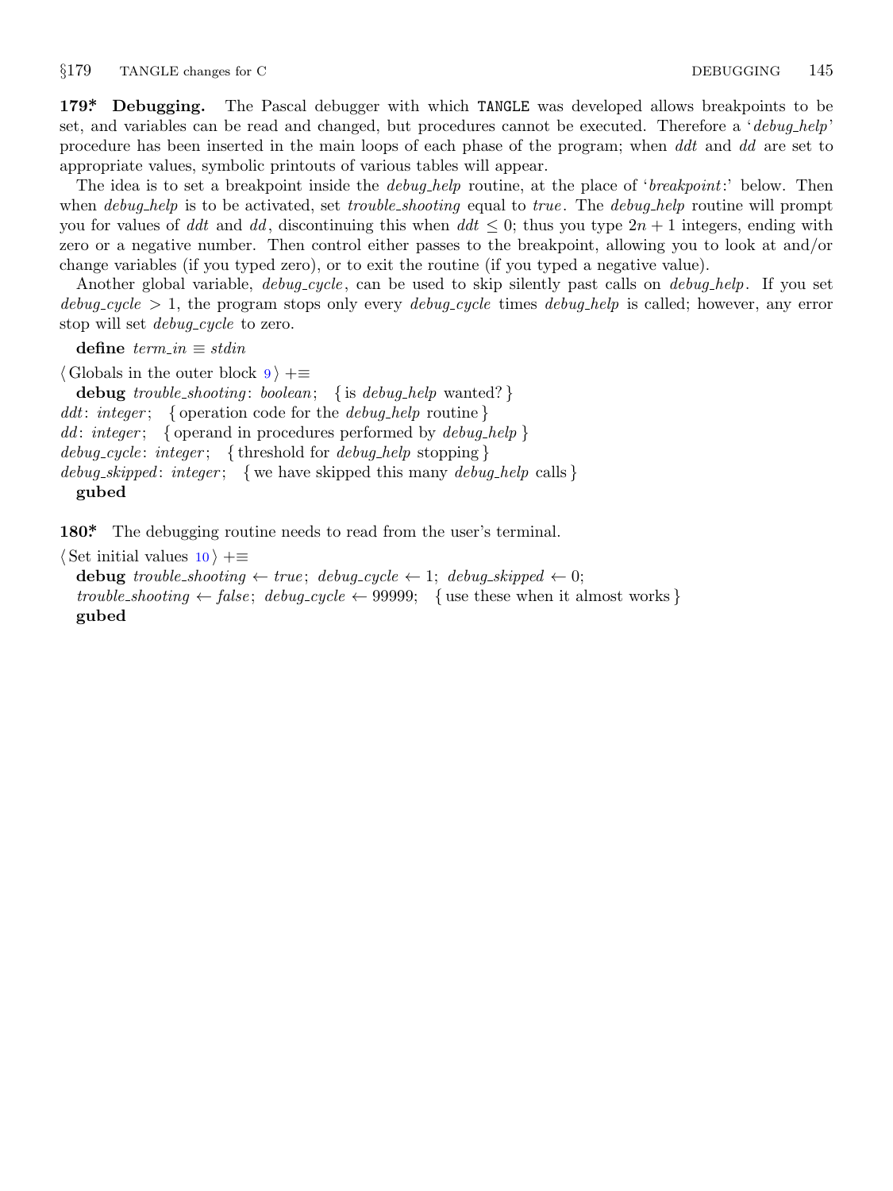**179\*. Debugging.** The Pascal debugger with which TANGLE was developed allows breakpoints to be set, and variables can be read and changed, but procedures cannot be executed. Therefore a '*debug_help*' procedure has been inserted in the main loops of each phase of the program; when *ddt* and *dd* are set to appropriate values, symbolic printouts of various tables will appear.

The idea is to set a breakpoint inside the *debug_help* routine, at the place of '*breakpoint*:' below. Then when *debug_help* is to be activated, set *trouble_shooting* equal to *true*. The *debug_help* routine will prompt you for values of *ddt* and *dd*, discontinuing this when $ddt \le 0$; thus you type $2n+1$ integers, ending with zero or a negative number. Then control either passes to the breakpoint, allowing you to look at and/or change variables (if you typed zero), or to exit the routine (if you typed a negative value).

Another global variable, *debug_cycle*, can be used to skip silently past calls on *debug_help*. If you set *debug_cycle* $> 1$, the program stops only every *debug_cycle* times *debug_help* is called; however, any error stop will set *debug_cycle* to zero.

**define** *term_in* ≡ *stdin*

⟨ Globals in the outer block 9 ⟩ +≡

```
debug trouble_shooting: boolean;  { is debug_help wanted? }
ddt: integer;  { operation code for the debug_help routine }
dd: integer;  { operand in procedures performed by debug_help }
debug_cycle: integer;  { threshold for debug_help stopping }
debug_skipped: integer;  { we have skipped this many debug_help calls }
gubed
```

**180\*.** The debugging routine needs to read from the user's terminal.

⟨ Set initial values 10 ⟩ +≡

```
debug trouble_shooting ← true; debug_cycle ← 1; debug_skipped ← 0;
trouble_shooting ← false; debug_cycle ← 99999;  { use these when it almost works }
gubed
```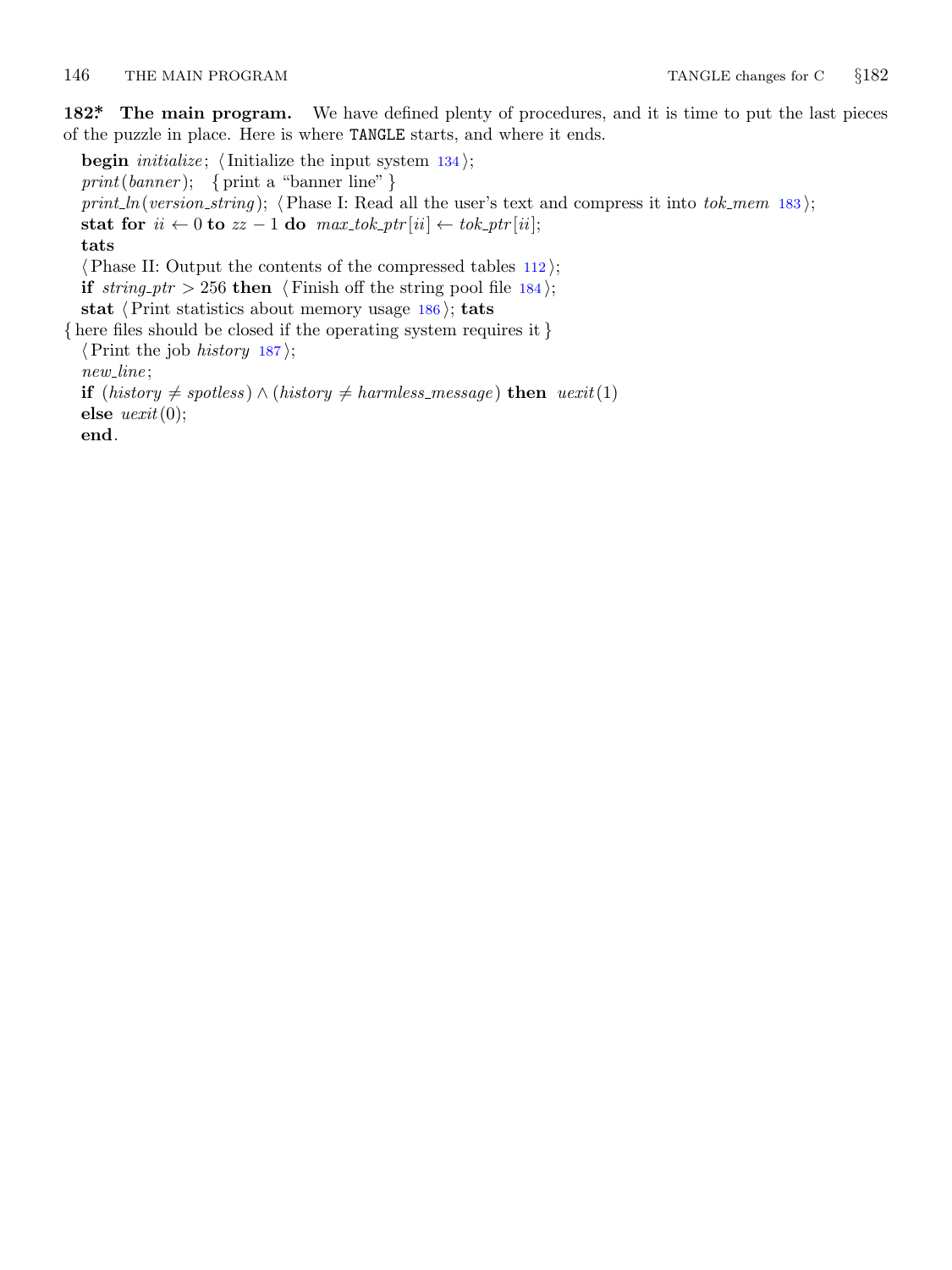**182\*. The main program.** We have defined plenty of procedures, and it is time to put the last pieces of the puzzle in place. Here is where TANGLE starts, and where it ends.

**begin** *initialize*; ⟨Initialize the input system 134⟩;
*print*(*banner*); { print a "banner line" }
*print_ln*(*version_string*); ⟨Phase I: Read all the user's text and compress it into *tok_mem* 183⟩;
**stat for** $ii \leftarrow 0$ **to** $zz - 1$ **do** $max\_tok\_ptr[ii] \leftarrow tok\_ptr[ii]$;
**tats**
⟨Phase II: Output the contents of the compressed tables 112⟩;
**if** $string\_ptr > 256$ **then** ⟨Finish off the string pool file 184⟩;
**stat** ⟨Print statistics about memory usage 186⟩; **tats**
{ here files should be closed if the operating system requires it }
⟨Print the job *history* 187⟩;
*new_line*;
**if** $(history \neq spotless) \land (history \neq harmless\_message)$ **then** *uexit*(1)
**else** *uexit*(0);
**end**.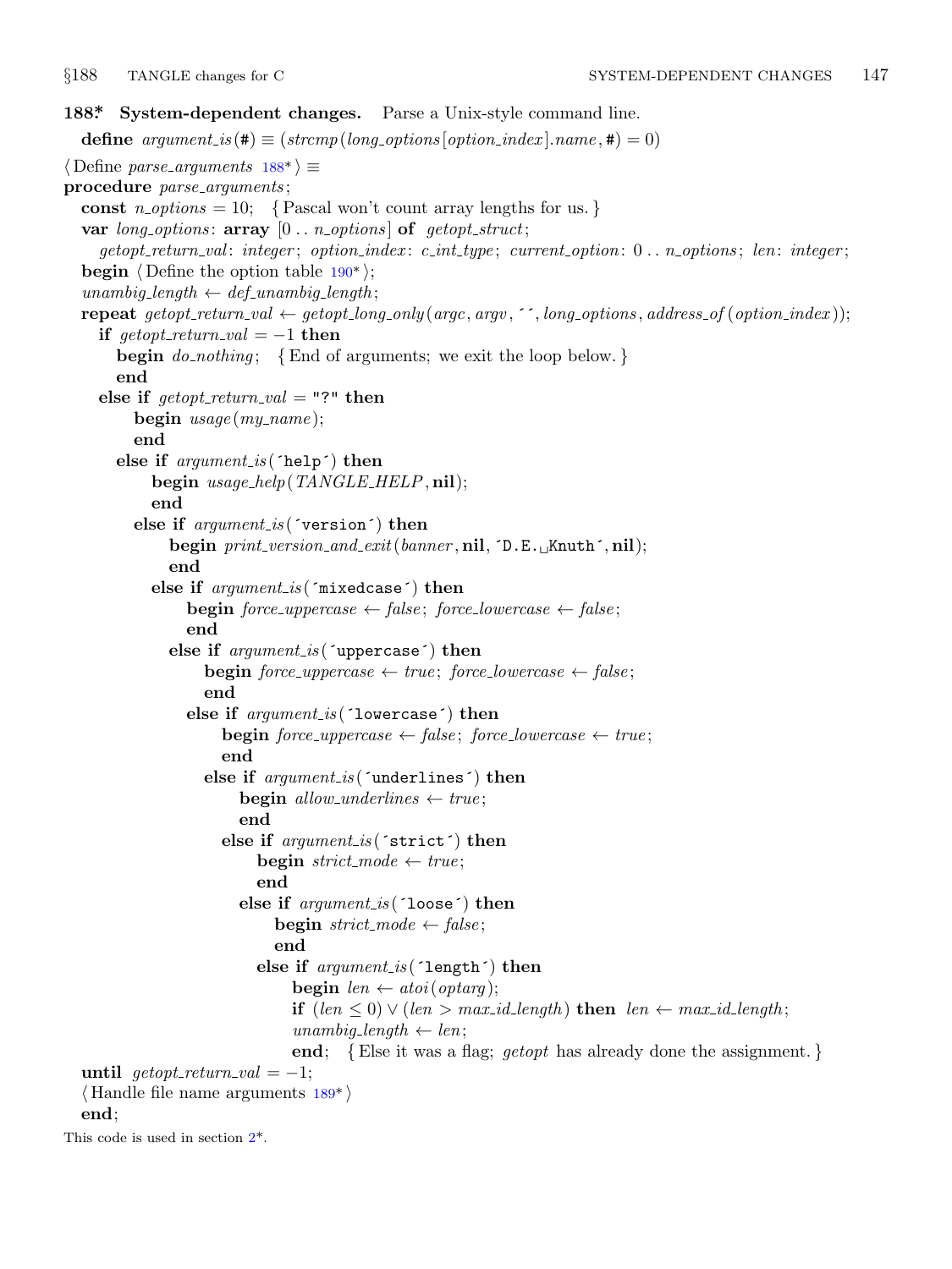**188\*. System-dependent changes.** Parse a Unix-style command line.

**define** *argument_is*(#) ≡ (*strcmp*(*long_options*[*option_index*].*name*, #) = 0)

⟨ Define *parse_arguments* 188\* ⟩ ≡

```
procedure parse_arguments;
  const n_options = 10;  { Pascal won't count array lengths for us. }
  var long_options: array [0 .. n_options] of getopt_struct;
    getopt_return_val: integer; option_index: c_int_type; current_option: 0 .. n_options; len: integer;
  begin ⟨ Define the option table 190* ⟩;
  unambig_length ← def_unambig_length;
  repeat getopt_return_val ← getopt_long_only(argc, argv, ´´, long_options, address_of(option_index));
    if getopt_return_val = −1 then
      begin do_nothing;  { End of arguments; we exit the loop below. }
      end
    else if getopt_return_val = "?" then
        begin usage(my_name);
        end
      else if argument_is(´help´) then
          begin usage_help(TANGLE_HELP, nil);
          end
        else if argument_is(´version´) then
            begin print_version_and_exit(banner, nil, ´D.E.␣Knuth´, nil);
            end
          else if argument_is(´mixedcase´) then
              begin force_uppercase ← false; force_lowercase ← false;
              end
            else if argument_is(´uppercase´) then
                begin force_uppercase ← true; force_lowercase ← false;
                end
              else if argument_is(´lowercase´) then
                  begin force_uppercase ← false; force_lowercase ← true;
                  end
                else if argument_is(´underlines´) then
                    begin allow_underlines ← true;
                    end
                  else if argument_is(´strict´) then
                      begin strict_mode ← true;
                      end
                    else if argument_is(´loose´) then
                        begin strict_mode ← false;
                        end
                      else if argument_is(´length´) then
                          begin len ← atoi(optarg);
                          if (len ≤ 0) ∨ (len > max_id_length) then len ← max_id_length;
                          unambig_length ← len;
                          end;  { Else it was a flag; getopt has already done the assignment. }
  until getopt_return_val = −1;
  ⟨ Handle file name arguments 189* ⟩
  end;
```

This code is used in section 2\*.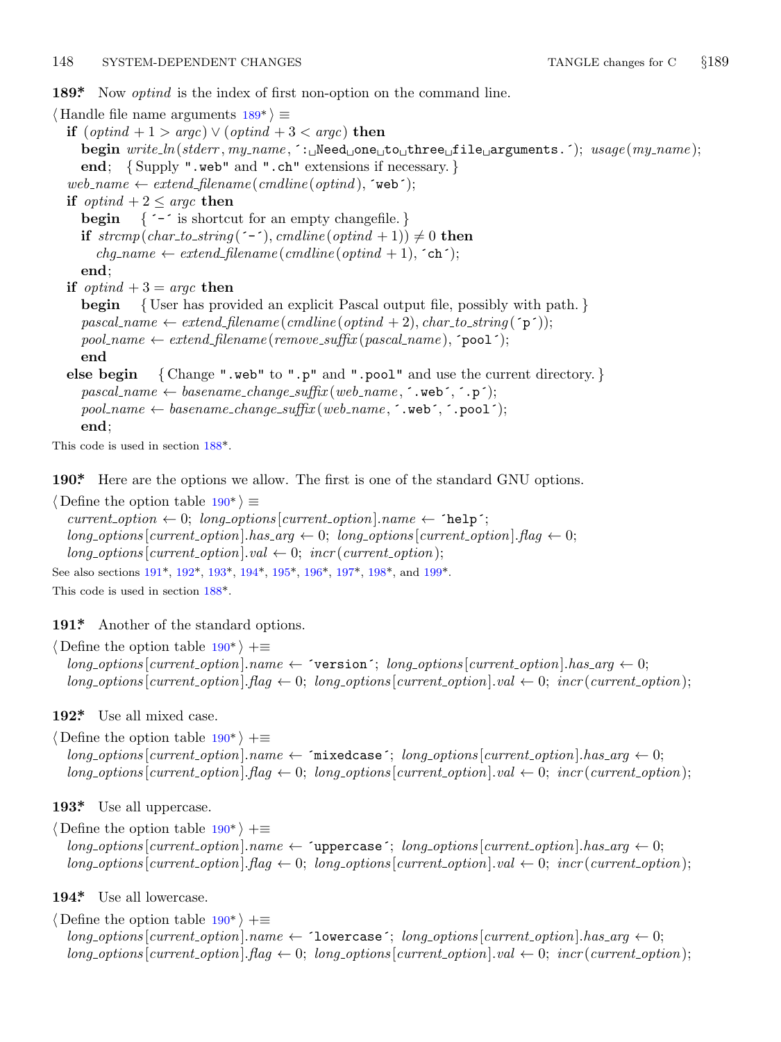**189\*** Now *optind* is the index of first non-option on the command line.

⟨Handle file name arguments 189\*⟩ ≡

```
if (optind + 1 > argc) ∨ (optind + 3 < argc) then
   begin write_ln(stderr, my_name, ´:␣Need␣one␣to␣three␣file␣arguments.´); usage(my_name);
   end; { Supply ".web" and ".ch" extensions if necessary. }
web_name ← extend_filename(cmdline(optind), ´web´);
if optind + 2 ≤ argc then
   begin { ´-´ is shortcut for an empty changefile. }
   if strcmp(char_to_string(´-´), cmdline(optind + 1)) ≠ 0 then
      chg_name ← extend_filename(cmdline(optind + 1), ´ch´);
   end;
if optind + 3 = argc then
   begin { User has provided an explicit Pascal output file, possibly with path. }
   pascal_name ← extend_filename(cmdline(optind + 2), char_to_string(´p´));
   pool_name ← extend_filename(remove_suffix(pascal_name), ´pool´);
   end
else begin { Change ".web" to ".p" and ".pool" and use the current directory. }
   pascal_name ← basename_change_suffix(web_name, ´.web´, ´.p´);
   pool_name ← basename_change_suffix(web_name, ´.web´, ´.pool´);
   end;
```

This code is used in section 188\*.

**190\*** Here are the options we allow. The first is one of the standard GNU options.

⟨Define the option table 190\*⟩ ≡

```
current_option ← 0; long_options[current_option].name ← ´help´;
long_options[current_option].has_arg ← 0; long_options[current_option].flag ← 0;
long_options[current_option].val ← 0; incr(current_option);
```

See also sections 191\*, 192\*, 193\*, 194\*, 195\*, 196\*, 197\*, 198\*, and 199\*.

This code is used in section 188\*.

**191\*** Another of the standard options.

⟨Define the option table 190\*⟩ +≡

```
long_options[current_option].name ← ´version´; long_options[current_option].has_arg ← 0;
long_options[current_option].flag ← 0; long_options[current_option].val ← 0; incr(current_option);
```

**192\*** Use all mixed case.

⟨Define the option table 190\*⟩ +≡

```
long_options[current_option].name ← ´mixedcase´; long_options[current_option].has_arg ← 0;
long_options[current_option].flag ← 0; long_options[current_option].val ← 0; incr(current_option);
```

**193\*** Use all uppercase.

⟨Define the option table 190\*⟩ +≡

```
long_options[current_option].name ← ´uppercase´; long_options[current_option].has_arg ← 0;
long_options[current_option].flag ← 0; long_options[current_option].val ← 0; incr(current_option);
```

**194\*** Use all lowercase.

⟨Define the option table 190\*⟩ +≡

```
long_options[current_option].name ← ´lowercase´; long_options[current_option].has_arg ← 0;
long_options[current_option].flag ← 0; long_options[current_option].val ← 0; incr(current_option);
```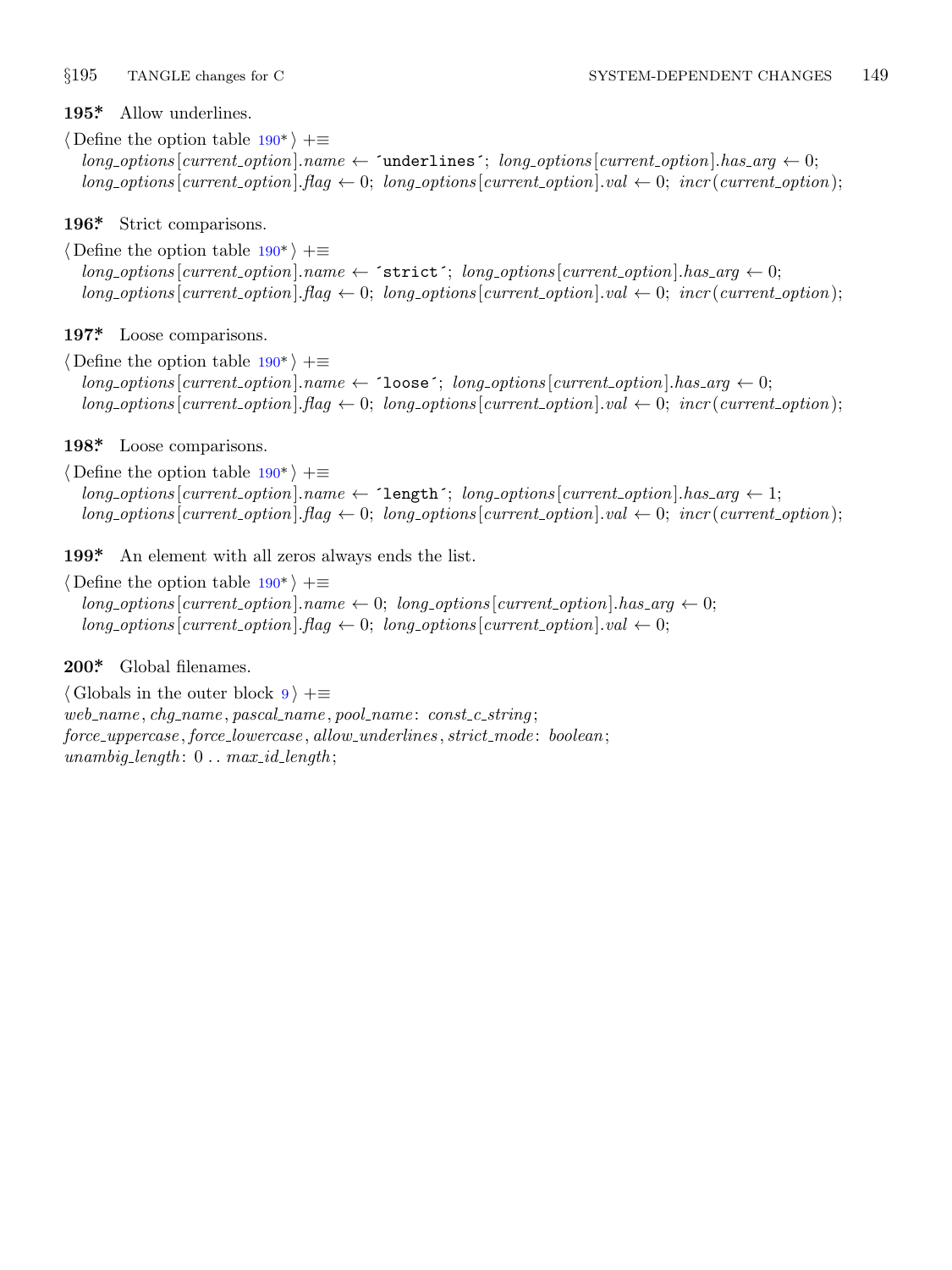**195\*.** Allow underlines.

⟨ Define the option table 190\* ⟩ +≡
   *long_options*[*current_option*].*name* ← ´`underlines`´; *long_options*[*current_option*].*has_arg* ← 0;
   *long_options*[*current_option*].*flag* ← 0; *long_options*[*current_option*].*val* ← 0; *incr*(*current_option*);

**196\*.** Strict comparisons.

⟨ Define the option table 190\* ⟩ +≡
   *long_options*[*current_option*].*name* ← ´`strict`´; *long_options*[*current_option*].*has_arg* ← 0;
   *long_options*[*current_option*].*flag* ← 0; *long_options*[*current_option*].*val* ← 0; *incr*(*current_option*);

**197\*.** Loose comparisons.

⟨ Define the option table 190\* ⟩ +≡
   *long_options*[*current_option*].*name* ← ´`loose`´; *long_options*[*current_option*].*has_arg* ← 0;
   *long_options*[*current_option*].*flag* ← 0; *long_options*[*current_option*].*val* ← 0; *incr*(*current_option*);

**198\*.** Loose comparisons.

⟨ Define the option table 190\* ⟩ +≡
   *long_options*[*current_option*].*name* ← ´`length`´; *long_options*[*current_option*].*has_arg* ← 1;
   *long_options*[*current_option*].*flag* ← 0; *long_options*[*current_option*].*val* ← 0; *incr*(*current_option*);

**199\*.** An element with all zeros always ends the list.

⟨ Define the option table 190\* ⟩ +≡
   *long_options*[*current_option*].*name* ← 0; *long_options*[*current_option*].*has_arg* ← 0;
   *long_options*[*current_option*].*flag* ← 0; *long_options*[*current_option*].*val* ← 0;

**200\*.** Global filenames.

⟨ Globals in the outer block 9 ⟩ +≡
*web_name*, *chg_name*, *pascal_name*, *pool_name*: *const_c_string*;
*force_uppercase*, *force_lowercase*, *allow_underlines*, *strict_mode*: *boolean*;
*unambig_length*: 0 . . *max_id_length*;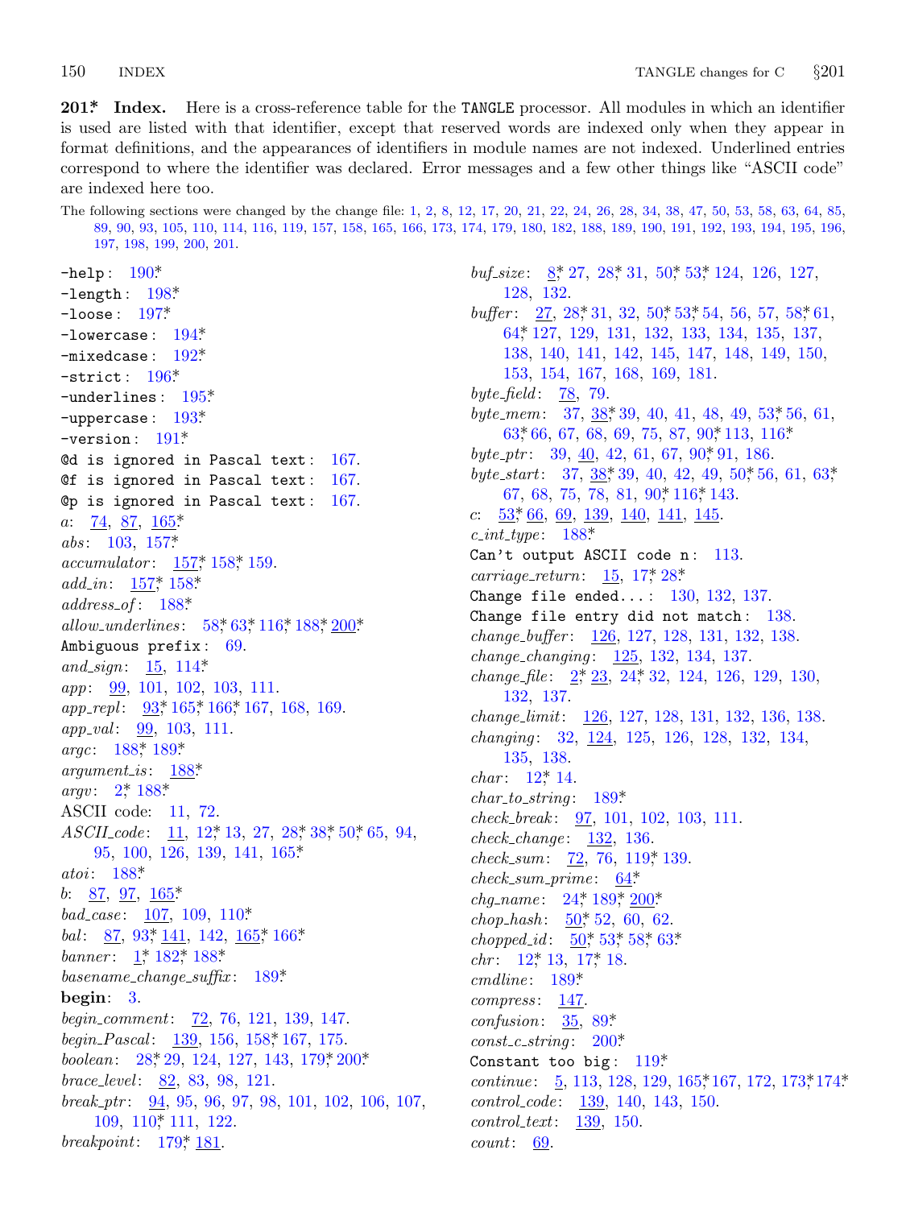**201\*. Index.** Here is a cross-reference table for the TANGLE processor. All modules in which an identifier is used are listed with that identifier, except that reserved words are indexed only when they appear in format definitions, and the appearances of identifiers in module names are not indexed. Underlined entries correspond to where the identifier was declared. Error messages and a few other things like "ASCII code" are indexed here too.

The following sections were changed by the change file: 1, 2, 8, 12, 17, 20, 21, 22, 24, 26, 28, 34, 38, 47, 50, 53, 58, 63, 64, 85, 89, 90, 93, 105, 110, 114, 116, 119, 157, 158, 165, 166, 173, 174, 179, 180, 182, 188, 189, 190, 191, 192, 193, 194, 195, 196, 197, 198, 199, 200, 201.

`-help`: 190\*.
`-length`: 198\*.
`-loose`: 197\*.
`-lowercase`: 194\*.
`-mixedcase`: 192\*.
`-strict`: 196\*.
`-underlines`: 195\*.
`-uppercase`: 193\*.
`-version`: 191\*.
`@d is ignored in Pascal text`: 167.
`@f is ignored in Pascal text`: 167.
`@p is ignored in Pascal text`: 167.
*a*: 74, 87, 165\*.
*abs*: 103, 157\*.
*accumulator*: 157\*, 158\*, 159.
*add_in*: 157\*, 158\*.
*address_of*: 188\*.
*allow_underlines*: 58\*, 63\*, 116\*, 188\*, 200\*.
`Ambiguous prefix`: 69.
*and_sign*: 15, 114\*.
*app*: 99, 101, 102, 103, 111.
*app_repl*: 93\*, 165\*, 166\*, 167, 168, 169.
*app_val*: 99, 103, 111.
*argc*: 188\*, 189\*.
*argument_is*: 188\*.
*argv*: 2\*, 188\*.
ASCII code: 11, 72.
*ASCII_code*: 11, 12\*, 13, 27, 28\*, 38\*, 50\*, 65, 94, 95, 100, 126, 139, 141, 165\*.
*atoi*: 188\*.
*b*: 87, 97, 165\*.
*bad_case*: 107, 109, 110\*.
*bal*: 87, 93\*, 141, 142, 165\*, 166\*.
*banner*: 1\*, 182\*, 188\*.
*basename_change_suffix*: 189\*.
**begin**: 3.
*begin_comment*: 72, 76, 121, 139, 147.
*begin_Pascal*: 139, 156, 158\*, 167, 175.
*boolean*: 28\*, 29, 124, 127, 143, 179\*, 200\*.
*brace_level*: 82, 83, 98, 121.
*break_ptr*: 94, 95, 96, 97, 98, 101, 102, 106, 107, 109, 110\*, 111, 122.
*breakpoint*: 179\*, 181.
*buf_size*: 8\*, 27, 28\*, 31, 50\*, 53\*, 124, 126, 127, 128, 132.
*buffer*: 27, 28\*, 31, 32, 50\*, 53\*, 54, 56, 57, 58\*, 61, 64\*, 127, 129, 131, 132, 133, 134, 135, 137, 138, 140, 141, 142, 145, 147, 148, 149, 150, 153, 154, 167, 168, 169, 181.
*byte_field*: 78, 79.
*byte_mem*: 37, 38\*, 39, 40, 41, 48, 49, 53\*, 56, 61, 63\*, 66, 67, 68, 69, 75, 87, 90\*, 113, 116\*.
*byte_ptr*: 39, 40, 42, 61, 67, 90\*, 91, 186.
*byte_start*: 37, 38\*, 39, 40, 42, 49, 50\*, 56, 61, 63\*, 67, 68, 75, 78, 81, 90\*, 116\*, 143.
*c*: 53\*, 66, 69, 139, 140, 141, 145.
*c_int_type*: 188\*.
`Can't output ASCII code n`: 113.
*carriage_return*: 15, 17\*, 28\*.
`Change file ended...`: 130, 132, 137.
`Change file entry did not match`: 138.
*change_buffer*: 126, 127, 128, 131, 132, 138.
*change_changing*: 125, 132, 134, 137.
*change_file*: 2\*, 23, 24\*, 32, 124, 126, 129, 130, 132, 137.
*change_limit*: 126, 127, 128, 131, 132, 136, 138.
*changing*: 32, 124, 125, 126, 128, 132, 134, 135, 138.
*char*: 12\*, 14.
*char_to_string*: 189\*.
*check_break*: 97, 101, 102, 103, 111.
*check_change*: 132, 136.
*check_sum*: 72, 76, 119\*, 139.
*check_sum_prime*: 64\*.
*chg_name*: 24\*, 189\*, 200\*.
*chop_hash*: 50\*, 52, 60, 62.
*chopped_id*: 50\*, 53\*, 58\*, 63\*.
*chr*: 12\*, 13, 17\*, 18.
*cmdline*: 189\*.
*compress*: 147.
*confusion*: 35, 89\*.
*const_c_string*: 200\*.
`Constant too big`: 119\*.
*continue*: 5, 113, 128, 129, 165\*, 167, 172, 173\*, 174\*.
*control_code*: 139, 140, 143, 150.
*control_text*: 139, 150.
*count*: 69.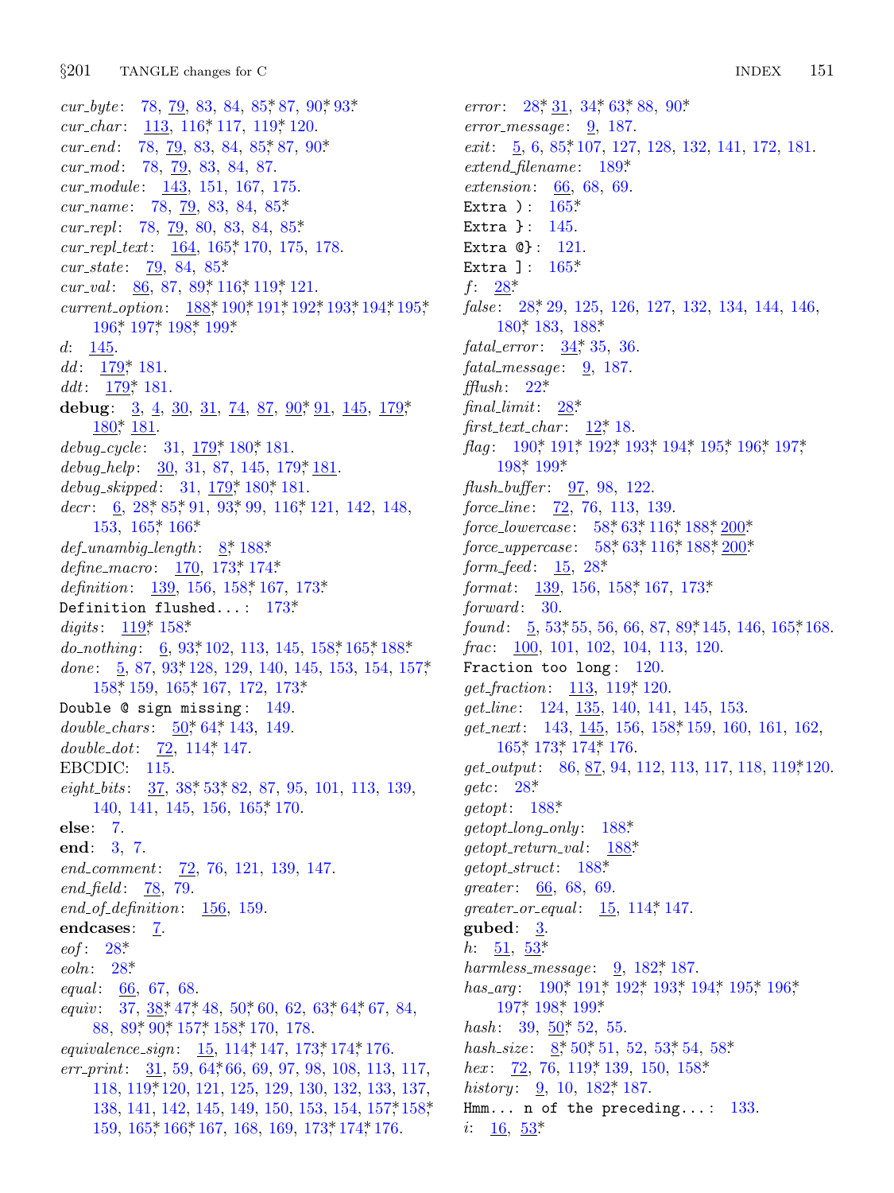*cur_byte*: 78, 79, 83, 84, 85*, 87, 90*, 93*
*cur_char*: 113, 116*, 117, 119*, 120.
*cur_end*: 78, 79, 83, 84, 85*, 87, 90*
*cur_mod*: 78, 79, 83, 84, 87.
*cur_module*: 143, 151, 167, 175.
*cur_name*: 78, 79, 83, 84, 85*
*cur_repl*: 78, 79, 80, 83, 84, 85*
*cur_repl_text*: 164, 165*, 170, 175, 178.
*cur_state*: 79, 84, 85*
*cur_val*: 86, 87, 89*, 116*, 119*, 121.
*current_option*: 188*, 190*, 191*, 192*, 193*, 194*, 195*, 196*, 197*, 198*, 199*
*d*: 145.
*dd*: 179*, 181.
*ddt*: 179*, 181.
**debug**: 3, 4, 30, 31, 74, 87, 90*, 91, 145, 179*, 180*, 181.
*debug_cycle*: 31, 179*, 180*, 181.
*debug_help*: 30, 31, 87, 145, 179*, 181.
*debug_skipped*: 31, 179*, 180*, 181.
*decr*: 6, 28*, 85*, 91, 93*, 99, 116*, 121, 142, 148, 153, 165*, 166*
*def_unambig_length*: 8*, 188*
*define_macro*: 170, 173*, 174*
*definition*: 139, 156, 158*, 167, 173*
`Definition flushed...`: 173*
*digits*: 119*, 158*
*do_nothing*: 6, 93*, 102, 113, 145, 158*, 165*, 188*
*done*: 5, 87, 93*, 128, 129, 140, 145, 153, 154, 157*, 158*, 159, 165*, 167, 172, 173*
`Double @ sign missing`: 149.
*double_chars*: 50*, 64*, 143, 149.
*double_dot*: 72, 114*, 147.
EBCDIC: 115.
*eight_bits*: 37, 38*, 53*, 82, 87, 95, 101, 113, 139, 140, 141, 145, 156, 165*, 170.
**else**: 7.
**end**: 3, 7.
*end_comment*: 72, 76, 121, 139, 147.
*end_field*: 78, 79.
*end_of_definition*: 156, 159.
**endcases**: 7.
*eof*: 28*
*eoln*: 28*
*equal*: 66, 67, 68.
*equiv*: 37, 38*, 47*, 48, 50*, 60, 62, 63*, 64*, 67, 84, 88, 89*, 90*, 157*, 158*, 170, 178.
*equivalence_sign*: 15, 114*, 147, 173*, 174*, 176.
*err_print*: 31, 59, 64*, 66, 69, 97, 98, 108, 113, 117, 118, 119*, 120, 121, 125, 129, 130, 132, 133, 137, 138, 141, 142, 145, 149, 150, 153, 154, 157*, 158*, 159, 165*, 166*, 167, 168, 169, 173*, 174*, 176.
*error*: 28*, 31, 34*, 63*, 88, 90*
*error_message*: 9, 187.
*exit*: 5, 6, 85*, 107, 127, 128, 132, 141, 172, 181.
*extend_filename*: 189*
*extension*: 66, 68, 69.
`Extra )`: 165*
`Extra }`: 145.
`Extra @}`: 121.
`Extra ]`: 165*
*f*: 28*
*false*: 28*, 29, 125, 126, 127, 132, 134, 144, 146, 180*, 183, 188*
*fatal_error*: 34*, 35, 36.
*fatal_message*: 9, 187.
*fflush*: 22*
*final_limit*: 28*
*first_text_char*: 12*, 18.
*flag*: 190*, 191*, 192*, 193*, 194*, 195*, 196*, 197*, 198*, 199*
*flush_buffer*: 97, 98, 122.
*force_line*: 72, 76, 113, 139.
*force_lowercase*: 58*, 63*, 116*, 188*, 200*
*force_uppercase*: 58*, 63*, 116*, 188*, 200*
*form_feed*: 15, 28*
*format*: 139, 156, 158*, 167, 173*
*forward*: 30.
*found*: 5, 53*, 55, 56, 66, 87, 89*, 145, 146, 165*, 168.
*frac*: 100, 101, 102, 104, 113, 120.
`Fraction too long`: 120.
*get_fraction*: 113, 119*, 120.
*get_line*: 124, 135, 140, 141, 145, 153.
*get_next*: 143, 145, 156, 158*, 159, 160, 161, 162, 165*, 173*, 174*, 176.
*get_output*: 86, 87, 94, 112, 113, 117, 118, 119*, 120.
*getc*: 28*
*getopt*: 188*
*getopt_long_only*: 188*
*getopt_return_val*: 188*
*getopt_struct*: 188*
*greater*: 66, 68, 69.
*greater_or_equal*: 15, 114*, 147.
**gubed**: 3.
*h*: 51, 53*
*harmless_message*: 9, 182*, 187.
*has_arg*: 190*, 191*, 192*, 193*, 194*, 195*, 196*, 197*, 198*, 199*
*hash*: 39, 50*, 52, 55.
*hash_size*: 8*, 50*, 51, 52, 53*, 54, 58*
*hex*: 72, 76, 119*, 139, 150, 158*
*history*: 9, 10, 182*, 187.
`Hmm... n of the preceding...`: 133.
*i*: 16, 53*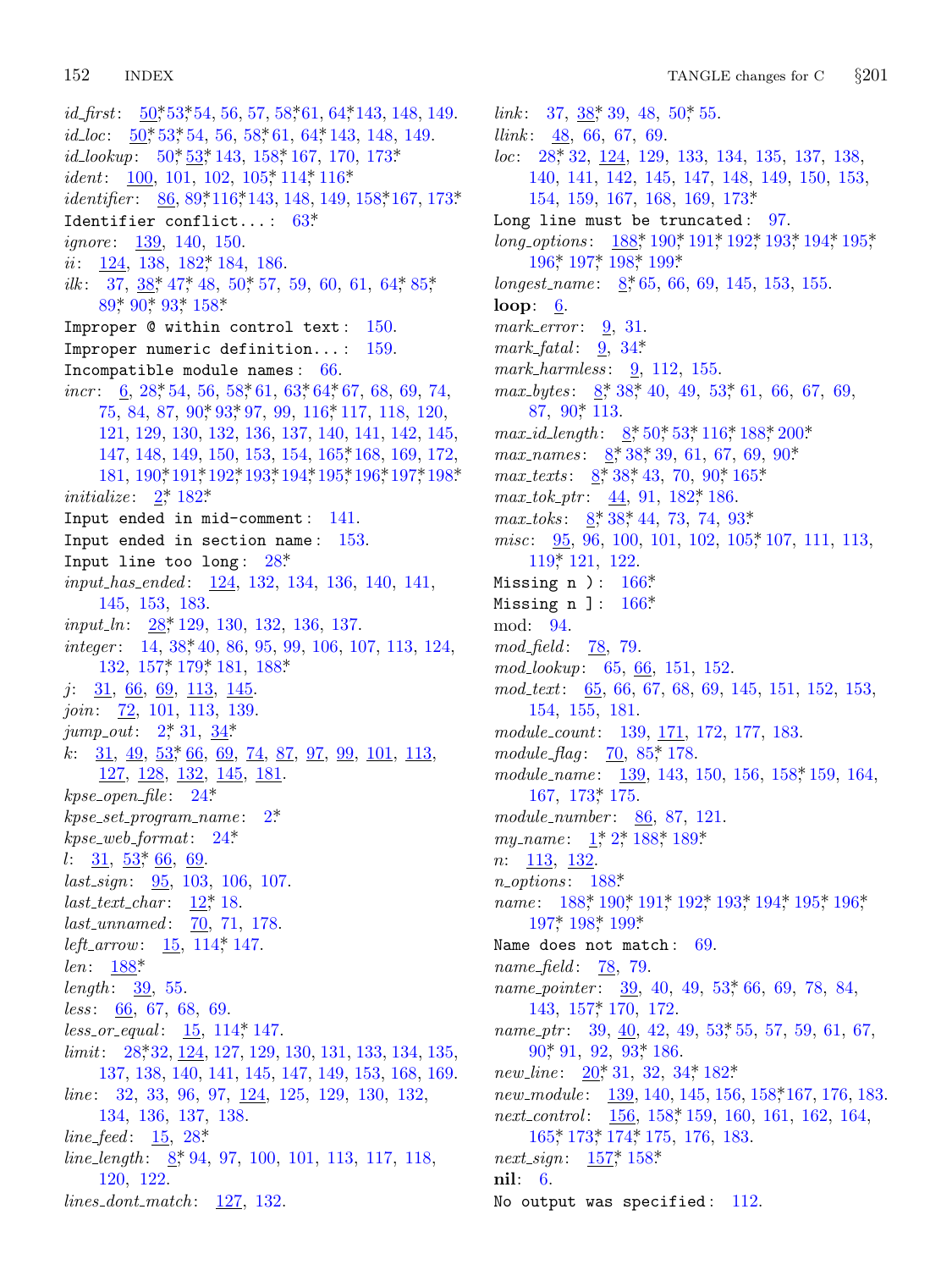*id_first*: 50*, 53*, 54, 56, 57, 58*, 61, 64*, 143, 148, 149.
*id_loc*: 50*, 53*, 54, 56, 58*, 61, 64*, 143, 148, 149.
*id_lookup*: 50*, 53*, 143, 158*, 167, 170, 173*.
*ident*: 100, 101, 102, 105*, 114*, 116*.
*identifier*: 86, 89*, 116*, 143, 148, 149, 158*, 167, 173*.
`Identifier conflict...`: 63*.
*ignore*: 139, 140, 150.
*ii*: 124, 138, 182*, 184, 186.
*ilk*: 37, 38*, 47*, 48, 50*, 57, 59, 60, 61, 64*, 85*, 89*, 90*, 93*, 158*.
`Improper @ within control text`: 150.
`Improper numeric definition...`: 159.
`Incompatible module names`: 66.
*incr*: 6, 28*, 54, 56, 58*, 61, 63*, 64*, 67, 68, 69, 74, 75, 84, 87, 90*, 93*, 97, 99, 116*, 117, 118, 120, 121, 129, 130, 132, 136, 137, 140, 141, 142, 145, 147, 148, 149, 150, 153, 154, 165*, 168, 169, 172, 181, 190*, 191*, 192*, 193*, 194*, 195*, 196*, 197*, 198*.
*initialize*: 2*, 182*.
`Input ended in mid-comment`: 141.
`Input ended in section name`: 153.
`Input line too long`: 28*.
*input_has_ended*: 124, 132, 134, 136, 140, 141, 145, 153, 183.
*input_ln*: 28*, 129, 130, 132, 136, 137.
*integer*: 14, 38*, 40, 86, 95, 99, 106, 107, 113, 124, 132, 157*, 179*, 181, 188*.
*j*: 31, 66, 69, 113, 145.
*join*: 72, 101, 113, 139.
*jump_out*: 2*, 31, 34*.
*k*: 31, 49, 53*, 66, 69, 74, 87, 97, 99, 101, 113, 127, 128, 132, 145, 181.
*kpse_open_file*: 24*.
*kpse_set_program_name*: 2*.
*kpse_web_format*: 24*.
*l*: 31, 53*, 66, 69.
*last_sign*: 95, 103, 106, 107.
*last_text_char*: 12*, 18.
*last_unnamed*: 70, 71, 178.
*left_arrow*: 15, 114*, 147.
*len*: 188*.
*length*: 39, 55.
*less*: 66, 67, 68, 69.
*less_or_equal*: 15, 114*, 147.
*limit*: 28*, 32, 124, 127, 129, 130, 131, 133, 134, 135, 137, 138, 140, 141, 145, 147, 149, 153, 168, 169.
*line*: 32, 33, 96, 97, 124, 125, 129, 130, 132, 134, 136, 137, 138.
*line_feed*: 15, 28*.
*line_length*: 8*, 94, 97, 100, 101, 113, 117, 118, 120, 122.
*lines_dont_match*: 127, 132.
*link*: 37, 38*, 39, 48, 50*, 55.
*llink*: 48, 66, 67, 69.
*loc*: 28*, 32, 124, 129, 133, 134, 135, 137, 138, 140, 141, 142, 145, 147, 148, 149, 150, 153, 154, 159, 167, 168, 169, 173*.
`Long line must be truncated`: 97.
*long_options*: 188*, 190*, 191*, 192*, 193*, 194*, 195*, 196*, 197*, 198*, 199*.
*longest_name*: 8*, 65, 66, 69, 145, 153, 155.
**loop**: 6.
*mark_error*: 9, 31.
*mark_fatal*: 9, 34*.
*mark_harmless*: 9, 112, 155.
*max_bytes*: 8*, 38*, 40, 49, 53*, 61, 66, 67, 69, 87, 90*, 113.
*max_id_length*: 8*, 50*, 53*, 116*, 188*, 200*.
*max_names*: 8*, 38*, 39, 61, 67, 69, 90*.
*max_texts*: 8*, 38*, 43, 70, 90*, 165*.
*max_tok_ptr*: 44, 91, 182*, 186.
*max_toks*: 8*, 38*, 44, 73, 74, 93*.
*misc*: 95, 96, 100, 101, 102, 105*, 107, 111, 113, 119*, 121, 122.
`Missing n )`: 166*.
`Missing n ]`: 166*.
mod: 94.
*mod_field*: 78, 79.
*mod_lookup*: 65, 66, 151, 152.
*mod_text*: 65, 66, 67, 68, 69, 145, 151, 152, 153, 154, 155, 181.
*module_count*: 139, 171, 172, 177, 183.
*module_flag*: 70, 85*, 178.
*module_name*: 139, 143, 150, 156, 158*, 159, 164, 167, 173*, 175.
*module_number*: 86, 87, 121.
*my_name*: 1*, 2*, 188*, 189*.
*n*: 113, 132.
*n_options*: 188*.
*name*: 188*, 190*, 191*, 192*, 193*, 194*, 195*, 196*, 197*, 198*, 199*.
`Name does not match`: 69.
*name_field*: 78, 79.
*name_pointer*: 39, 40, 49, 53*, 66, 69, 78, 84, 143, 157*, 170, 172.
*name_ptr*: 39, 40, 42, 49, 53*, 55, 57, 59, 61, 67, 90*, 91, 92, 93*, 186.
*new_line*: 20*, 31, 32, 34*, 182*.
*new_module*: 139, 140, 145, 156, 158*, 167, 176, 183.
*next_control*: 156, 158*, 159, 160, 161, 162, 164, 165*, 173*, 174*, 175, 176, 183.
*next_sign*: 157*, 158*.
**nil**: 6.
`No output was specified`: 112.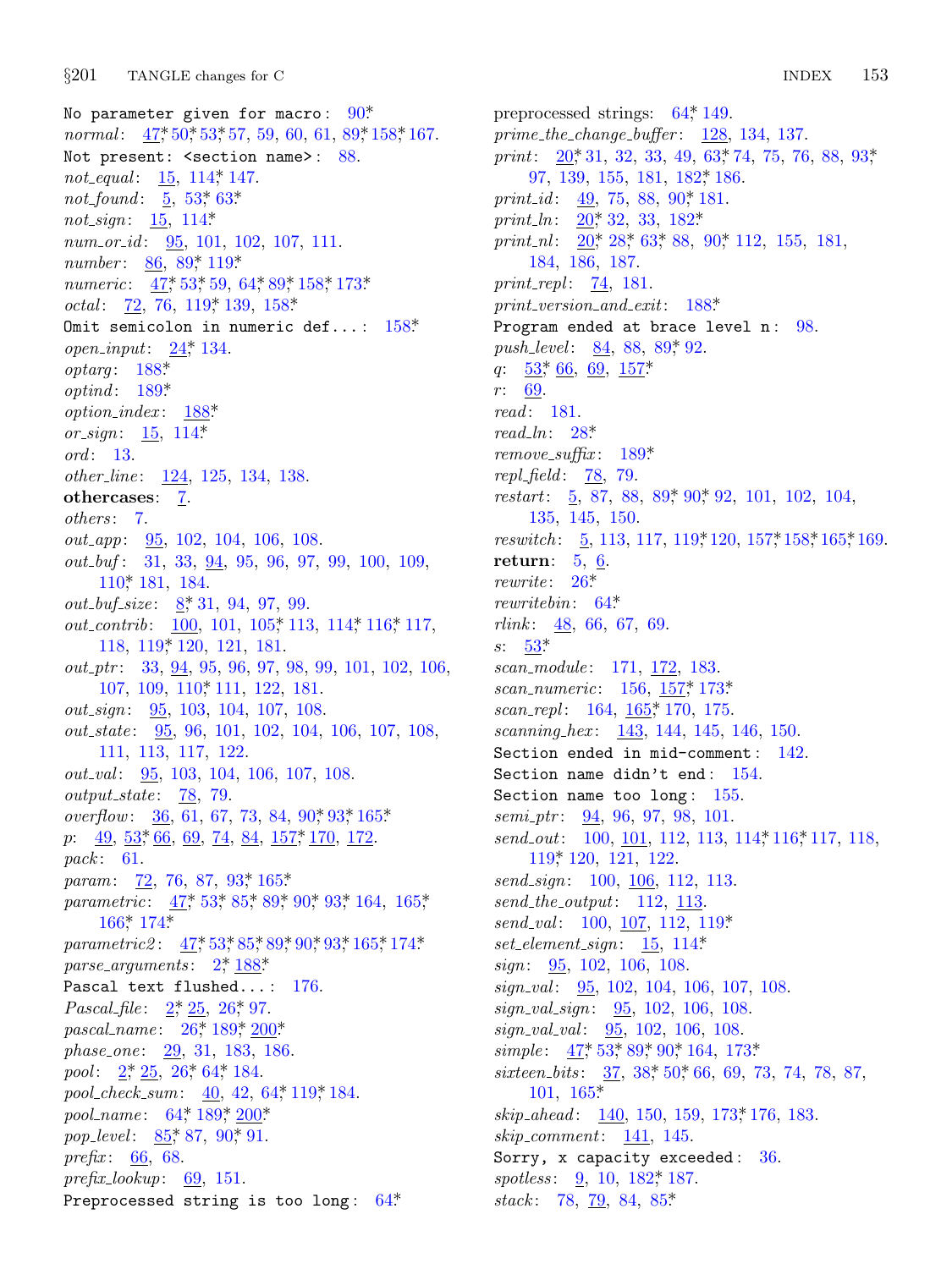No parameter given for macro: 90*
*normal*: 47*, 50*, 53*, 57, 59, 60, 61, 89*, 158*, 167.
Not present: <section name>: 88.
*not_equal*: 15, 114*, 147.
*not_found*: 5, 53*, 63*
*not_sign*: 15, 114*
*num_or_id*: 95, 101, 102, 107, 111.
*number*: 86, 89*, 119*
*numeric*: 47*, 53*, 59, 64*, 89*, 158*, 173*
*octal*: 72, 76, 119*, 139, 158*
Omit semicolon in numeric def...: 158*
*open_input*: 24*, 134.
*optarg*: 188*
*optind*: 189*
*option_index*: 188*
*or_sign*: 15, 114*
*ord*: 13.
*other_line*: 124, 125, 134, 138.
**othercases**: 7.
*others*: 7.
*out_app*: 95, 102, 104, 106, 108.
*out_buf*: 31, 33, 94, 95, 96, 97, 99, 100, 109, 110*, 181, 184.
*out_buf_size*: 8*, 31, 94, 97, 99.
*out_contrib*: 100, 101, 105*, 113, 114*, 116*, 117, 118, 119*, 120, 121, 181.
*out_ptr*: 33, 94, 95, 96, 97, 98, 99, 101, 102, 106, 107, 109, 110*, 111, 122, 181.
*out_sign*: 95, 103, 104, 107, 108.
*out_state*: 95, 96, 101, 102, 104, 106, 107, 108, 111, 113, 117, 122.
*out_val*: 95, 103, 104, 106, 107, 108.
*output_state*: 78, 79.
*overflow*: 36, 61, 67, 73, 84, 90*, 93*, 165*
*p*: 49, 53*, 66, 69, 74, 84, 157*, 170, 172.
*pack*: 61.
*param*: 72, 76, 87, 93*, 165*
*parametric*: 47*, 53*, 85*, 89*, 90*, 93*, 164, 165*, 166*, 174*
*parametric2*: 47*, 53*, 85*, 89*, 90*, 93*, 165*, 174*
*parse_arguments*: 2*, 188*
Pascal text flushed...: 176.
*Pascal_file*: 2*, 25, 26*, 97.
*pascal_name*: 26*, 189*, 200*
*phase_one*: 29, 31, 183, 186.
*pool*: 2*, 25, 26*, 64*, 184.
*pool_check_sum*: 40, 42, 64*, 119*, 184.
*pool_name*: 64*, 189*, 200*
*pop_level*: 85*, 87, 90*, 91.
*prefix*: 66, 68.
*prefix_lookup*: 69, 151.
Preprocessed string is too long: 64*
preprocessed strings: 64*, 149.
*prime_the_change_buffer*: 128, 134, 137.
*print*: 20*, 31, 32, 33, 49, 63*, 74, 75, 76, 88, 93*, 97, 139, 155, 181, 182*, 186.
*print_id*: 49, 75, 88, 90*, 181.
*print_ln*: 20*, 32, 33, 182*
*print_nl*: 20*, 28*, 63*, 88, 90*, 112, 155, 181, 184, 186, 187.
*print_repl*: 74, 181.
*print_version_and_exit*: 188*
Program ended at brace level n: 98.
*push_level*: 84, 88, 89*, 92.
*q*: 53*, 66, 69, 157*
*r*: 69.
*read*: 181.
*read_ln*: 28*
*remove_suffix*: 189*
*repl_field*: 78, 79.
*restart*: 5, 87, 88, 89*, 90*, 92, 101, 102, 104, 135, 145, 150.
*reswitch*: 5, 113, 117, 119*, 120, 157*, 158*, 165*, 169.
**return**: 5, 6.
*rewrite*: 26*
*rewritebin*: 64*
*rlink*: 48, 66, 67, 69.
*s*: 53*
*scan_module*: 171, 172, 183.
*scan_numeric*: 156, 157*, 173*
*scan_repl*: 164, 165*, 170, 175.
*scanning_hex*: 143, 144, 145, 146, 150.
Section ended in mid-comment: 142.
Section name didn't end: 154.
Section name too long: 155.
*semi_ptr*: 94, 96, 97, 98, 101.
*send_out*: 100, 101, 112, 113, 114*, 116*, 117, 118, 119*, 120, 121, 122.
*send_sign*: 100, 106, 112, 113.
*send_the_output*: 112, 113.
*send_val*: 100, 107, 112, 119*
*set_element_sign*: 15, 114*
*sign*: 95, 102, 106, 108.
*sign_val*: 95, 102, 104, 106, 107, 108.
*sign_val_sign*: 95, 102, 106, 108.
*sign_val_val*: 95, 102, 106, 108.
*simple*: 47*, 53*, 89*, 90*, 164, 173*
*sixteen_bits*: 37, 38*, 50*, 66, 69, 73, 74, 78, 87, 101, 165*
*skip_ahead*: 140, 150, 159, 173*, 176, 183.
*skip_comment*: 141, 145.
Sorry, x capacity exceeded: 36.
*spotless*: 9, 10, 182*, 187.
*stack*: 78, 79, 84, 85*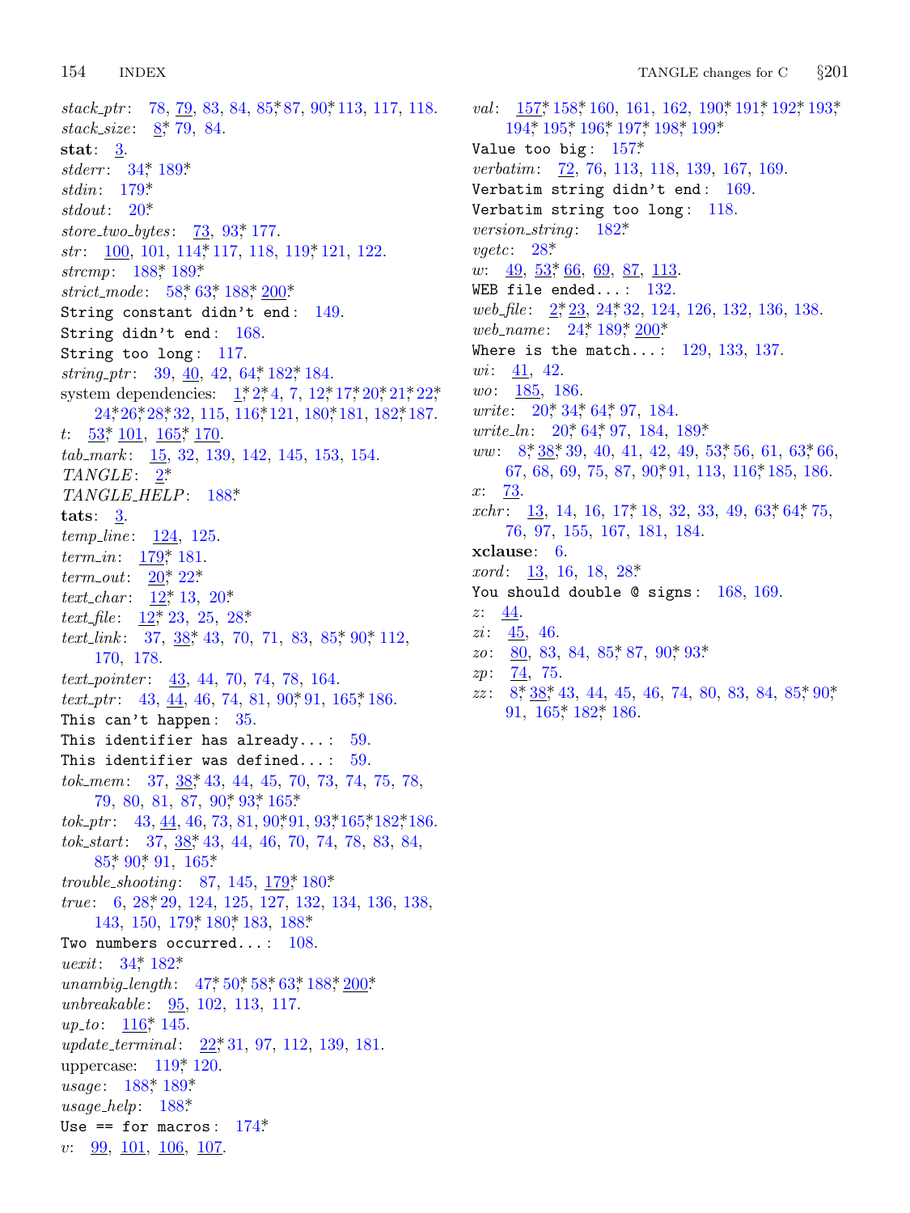*stack_ptr*: 78, 79, 83, 84, 85*, 87, 90*, 113, 117, 118.
*stack_size*: 8*, 79, 84.
**stat**: 3.
*stderr*: 34*, 189*.
*stdin*: 179*.
*stdout*: 20*.
*store_two_bytes*: 73, 93*, 177.
*str*: 100, 101, 114*, 117, 118, 119*, 121, 122.
*strcmp*: 188*, 189*.
*strict_mode*: 58*, 63*, 188*, 200*.
`String constant didn't end`: 149.
`String didn't end`: 168.
`String too long`: 117.
*string_ptr*: 39, 40, 42, 64*, 182*, 184.
system dependencies: 1*, 2*, 4, 7, 12*, 17*, 20*, 21*, 22*, 24*, 26*, 28*, 32, 115, 116*, 121, 180*, 181, 182*, 187.
*t*: 53*, 101, 165*, 170.
*tab_mark*: 15, 32, 139, 142, 145, 153, 154.
*TANGLE*: 2*.
*TANGLE_HELP*: 188*.
**tats**: 3.
*temp_line*: 124, 125.
*term_in*: 179*, 181.
*term_out*: 20*, 22*.
*text_char*: 12*, 13, 20*.
*text_file*: 12*, 23, 25, 28*.
*text_link*: 37, 38*, 43, 70, 71, 83, 85*, 90*, 112, 170, 178.
*text_pointer*: 43, 44, 70, 74, 78, 164.
*text_ptr*: 43, 44, 46, 74, 81, 90*, 91, 165*, 186.
`This can't happen`: 35.
`This identifier has already...`: 59.
`This identifier was defined...`: 59.
*tok_mem*: 37, 38*, 43, 44, 45, 70, 73, 74, 75, 78, 79, 80, 81, 87, 90*, 93*, 165*.
*tok_ptr*: 43, 44, 46, 73, 81, 90*, 91, 93*, 165*, 182*, 186.
*tok_start*: 37, 38*, 43, 44, 46, 70, 74, 78, 83, 84, 85*, 90*, 91, 165*.
*trouble_shooting*: 87, 145, 179*, 180*.
*true*: 6, 28*, 29, 124, 125, 127, 132, 134, 136, 138, 143, 150, 179*, 180*, 183, 188*.
`Two numbers occurred...`: 108.
*uexit*: 34*, 182*.
*unambig_length*: 47*, 50*, 58*, 63*, 188*, 200*.
*unbreakable*: 95, 102, 113, 117.
*up_to*: 116*, 145.
*update_terminal*: 22*, 31, 97, 112, 139, 181.
uppercase: 119*, 120.
*usage*: 188*, 189*.
*usage_help*: 188*.
`Use == for macros`: 174*.
*v*: 99, 101, 106, 107.
*val*: 157*, 158*, 160, 161, 162, 190*, 191*, 192*, 193*, 194*, 195*, 196*, 197*, 198*, 199*.
`Value too big`: 157*.
*verbatim*: 72, 76, 113, 118, 139, 167, 169.
`Verbatim string didn't end`: 169.
`Verbatim string too long`: 118.
*version_string*: 182*.
*vgetc*: 28*.
*w*: 49, 53*, 66, 69, 87, 113.
`WEB file ended...`: 132.
*web_file*: 2*, 23, 24*, 32, 124, 126, 132, 136, 138.
*web_name*: 24*, 189*, 200*.
`Where is the match...`: 129, 133, 137.
*wi*: 41, 42.
*wo*: 185, 186.
*write*: 20*, 34*, 64*, 97, 184.
*write_ln*: 20*, 64*, 97, 184, 189*.
*ww*: 8*, 38*, 39, 40, 41, 42, 49, 53*, 56, 61, 63*, 66, 67, 68, 69, 75, 87, 90*, 91, 113, 116*, 185, 186.
*x*: 73.
*xchr*: 13, 14, 16, 17*, 18, 32, 33, 49, 63*, 64*, 75, 76, 97, 155, 167, 181, 184.
**xclause**: 6.
*xord*: 13, 16, 18, 28*.
`You should double @ signs`: 168, 169.
*z*: 44.
*zi*: 45, 46.
*zo*: 80, 83, 84, 85*, 87, 90*, 93*.
*zp*: 74, 75.
*zz*: 8*, 38*, 43, 44, 45, 46, 74, 80, 83, 84, 85*, 90*, 91, 165*, 182*, 186.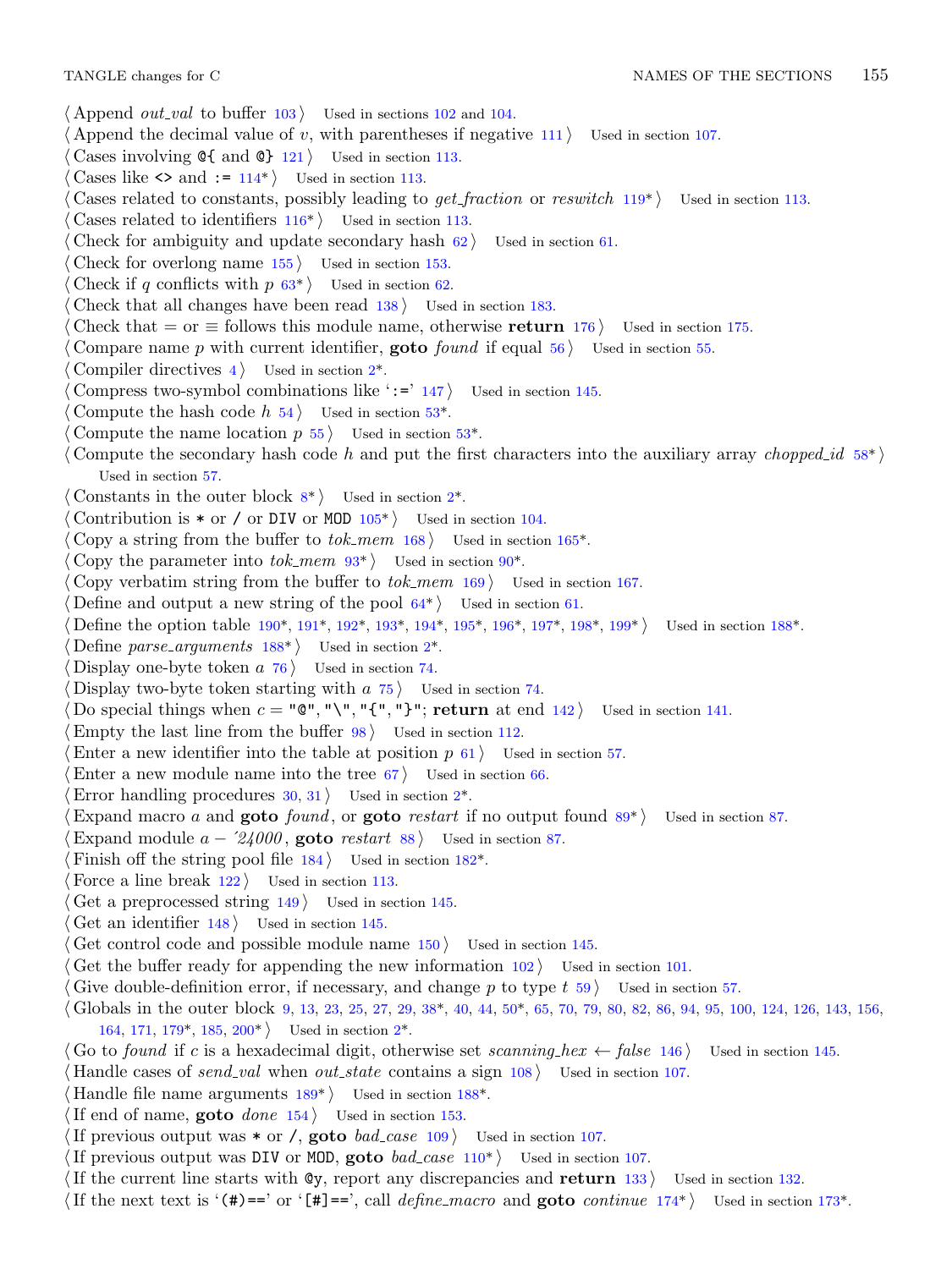⟨ Append *out_val* to buffer 103 ⟩ Used in sections 102 and 104.
⟨ Append the decimal value of $v$, with parentheses if negative 111 ⟩ Used in section 107.
⟨ Cases involving @{ and @} 121 ⟩ Used in section 113.
⟨ Cases like <> and := 114* ⟩ Used in section 113.
⟨ Cases related to constants, possibly leading to *get_fraction* or *reswitch* 119* ⟩ Used in section 113.
⟨ Cases related to identifiers 116* ⟩ Used in section 113.
⟨ Check for ambiguity and update secondary hash 62 ⟩ Used in section 61.
⟨ Check for overlong name 155 ⟩ Used in section 153.
⟨ Check if $q$ conflicts with $p$ 63* ⟩ Used in section 62.
⟨ Check that all changes have been read 138 ⟩ Used in section 183.
⟨ Check that = or ≡ follows this module name, otherwise **return** 176 ⟩ Used in section 175.
⟨ Compare name $p$ with current identifier, **goto** *found* if equal 56 ⟩ Used in section 55.
⟨ Compiler directives 4 ⟩ Used in section 2*.
⟨ Compress two-symbol combinations like ':=' 147 ⟩ Used in section 145.
⟨ Compute the hash code $h$ 54 ⟩ Used in section 53*.
⟨ Compute the name location $p$ 55 ⟩ Used in section 53*.
⟨ Compute the secondary hash code $h$ and put the first characters into the auxiliary array *chopped_id* 58* ⟩ Used in section 57.
⟨ Constants in the outer block 8* ⟩ Used in section 2*.
⟨ Contribution is * or / or DIV or MOD 105* ⟩ Used in section 104.
⟨ Copy a string from the buffer to *tok_mem* 168 ⟩ Used in section 165*.
⟨ Copy the parameter into *tok_mem* 93* ⟩ Used in section 90*.
⟨ Copy verbatim string from the buffer to *tok_mem* 169 ⟩ Used in section 167.
⟨ Define and output a new string of the pool 64* ⟩ Used in section 61.
⟨ Define the option table 190*, 191*, 192*, 193*, 194*, 195*, 196*, 197*, 198*, 199* ⟩ Used in section 188*.
⟨ Define *parse_arguments* 188* ⟩ Used in section 2*.
⟨ Display one-byte token $a$ 76 ⟩ Used in section 74.
⟨ Display two-byte token starting with $a$ 75 ⟩ Used in section 74.
⟨ Do special things when $c$ = "@", "\", "{", "}"; **return** at end 142 ⟩ Used in section 141.
⟨ Empty the last line from the buffer 98 ⟩ Used in section 112.
⟨ Enter a new identifier into the table at position $p$ 61 ⟩ Used in section 57.
⟨ Enter a new module name into the tree 67 ⟩ Used in section 66.
⟨ Error handling procedures 30, 31 ⟩ Used in section 2*.
⟨ Expand macro $a$ and **goto** *found*, or **goto** *restart* if no output found 89* ⟩ Used in section 87.
⟨ Expand module $a -$ ´*24000*, **goto** *restart* 88 ⟩ Used in section 87.
⟨ Finish off the string pool file 184 ⟩ Used in section 182*.
⟨ Force a line break 122 ⟩ Used in section 113.
⟨ Get a preprocessed string 149 ⟩ Used in section 145.
⟨ Get an identifier 148 ⟩ Used in section 145.
⟨ Get control code and possible module name 150 ⟩ Used in section 145.
⟨ Get the buffer ready for appending the new information 102 ⟩ Used in section 101.
⟨ Give double-definition error, if necessary, and change $p$ to type $t$ 59 ⟩ Used in section 57.
⟨ Globals in the outer block 9, 13, 23, 25, 27, 29, 38*, 40, 44, 50*, 65, 70, 79, 80, 82, 86, 94, 95, 100, 124, 126, 143, 156, 164, 171, 179*, 185, 200* ⟩ Used in section 2*.
⟨ Go to *found* if $c$ is a hexadecimal digit, otherwise set *scanning_hex* ← *false* 146 ⟩ Used in section 145.
⟨ Handle cases of *send_val* when *out_state* contains a sign 108 ⟩ Used in section 107.
⟨ Handle file name arguments 189* ⟩ Used in section 188*.
⟨ If end of name, **goto** *done* 154 ⟩ Used in section 153.
⟨ If previous output was * or /, **goto** *bad_case* 109 ⟩ Used in section 107.
⟨ If previous output was DIV or MOD, **goto** *bad_case* 110* ⟩ Used in section 107.
⟨ If the current line starts with @y, report any discrepancies and **return** 133 ⟩ Used in section 132.
⟨ If the next text is '(#)==' or '[#]==', call *define_macro* and **goto** *continue* 174* ⟩ Used in section 173*.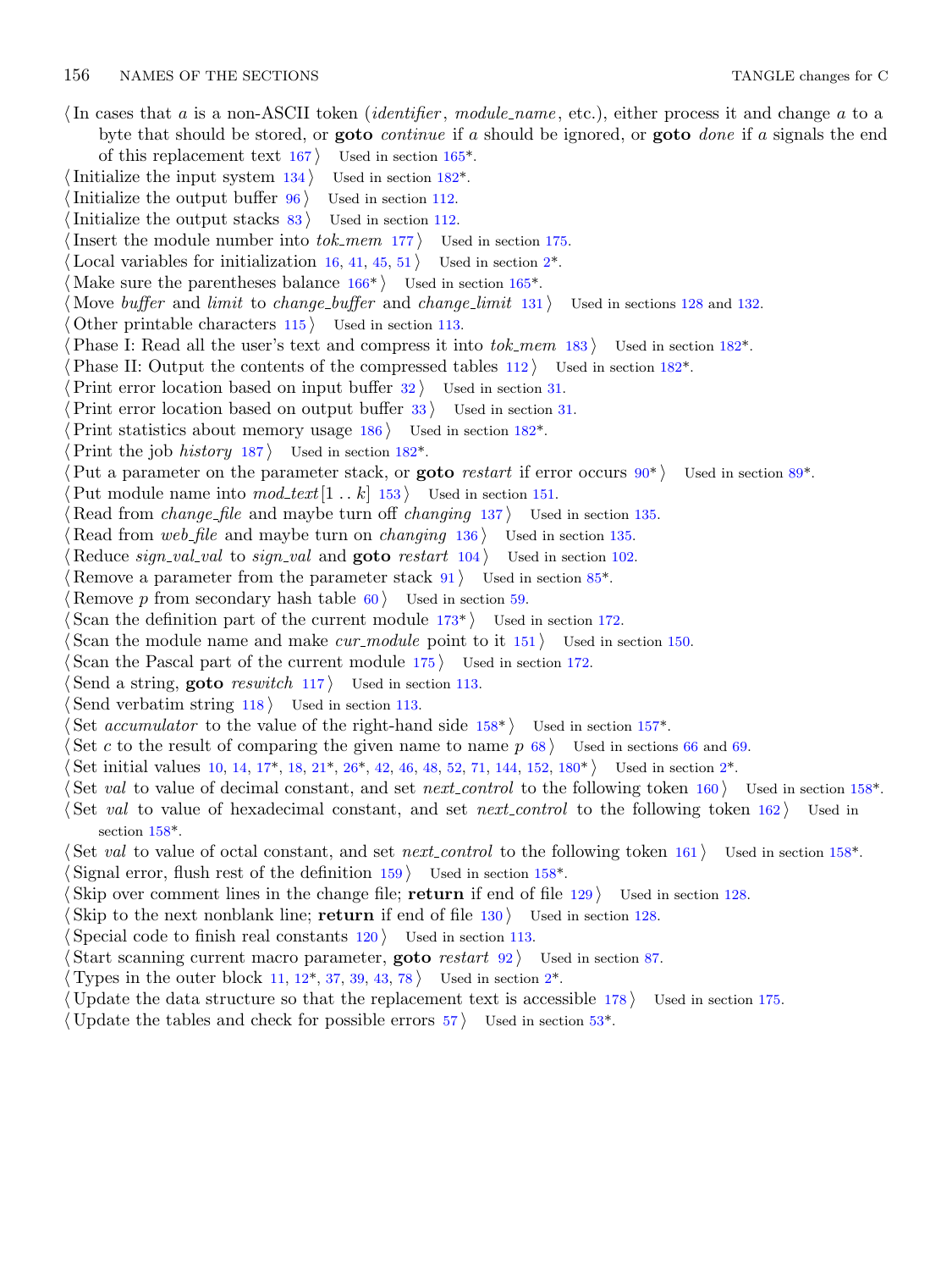⟨ In cases that *a* is a non-ASCII token (*identifier*, *module_name*, etc.), either process it and change *a* to a byte that should be stored, or **goto** *continue* if *a* should be ignored, or **goto** *done* if *a* signals the end of this replacement text 167 ⟩ Used in section 165*.

⟨ Initialize the input system 134 ⟩ Used in section 182*.

⟨ Initialize the output buffer 96 ⟩ Used in section 112.

⟨ Initialize the output stacks 83 ⟩ Used in section 112.

⟨ Insert the module number into *tok_mem* 177 ⟩ Used in section 175.

⟨ Local variables for initialization 16, 41, 45, 51 ⟩ Used in section 2*.

⟨ Make sure the parentheses balance 166* ⟩ Used in section 165*.

⟨ Move *buffer* and *limit* to *change_buffer* and *change_limit* 131 ⟩ Used in sections 128 and 132.

⟨ Other printable characters 115 ⟩ Used in section 113.

⟨ Phase I: Read all the user's text and compress it into *tok_mem* 183 ⟩ Used in section 182*.

⟨ Phase II: Output the contents of the compressed tables 112 ⟩ Used in section 182*.

⟨ Print error location based on input buffer 32 ⟩ Used in section 31.

⟨ Print error location based on output buffer 33 ⟩ Used in section 31.

⟨ Print statistics about memory usage 186 ⟩ Used in section 182*.

⟨ Print the job *history* 187 ⟩ Used in section 182*.

⟨ Put a parameter on the parameter stack, or **goto** *restart* if error occurs 90* ⟩ Used in section 89*.

⟨ Put module name into $mod\_text[1 \mathinner{..} k]$ 153 ⟩ Used in section 151.

⟨ Read from *change_file* and maybe turn off *changing* 137 ⟩ Used in section 135.

⟨ Read from *web_file* and maybe turn on *changing* 136 ⟩ Used in section 135.

⟨ Reduce *sign_val_val* to *sign_val* and **goto** *restart* 104 ⟩ Used in section 102.

⟨ Remove a parameter from the parameter stack 91 ⟩ Used in section 85*.

⟨ Remove *p* from secondary hash table 60 ⟩ Used in section 59.

⟨ Scan the definition part of the current module 173* ⟩ Used in section 172.

⟨ Scan the module name and make *cur_module* point to it 151 ⟩ Used in section 150.

⟨ Scan the Pascal part of the current module 175 ⟩ Used in section 172.

⟨ Send a string, **goto** *reswitch* 117 ⟩ Used in section 113.

⟨ Send verbatim string 118 ⟩ Used in section 113.

⟨ Set *accumulator* to the value of the right-hand side 158* ⟩ Used in section 157*.

⟨ Set *c* to the result of comparing the given name to name *p* 68 ⟩ Used in sections 66 and 69.

⟨ Set initial values 10, 14, 17*, 18, 21*, 26*, 42, 46, 48, 52, 71, 144, 152, 180* ⟩ Used in section 2*.

⟨ Set *val* to value of decimal constant, and set *next_control* to the following token 160 ⟩ Used in section 158*.

⟨ Set *val* to value of hexadecimal constant, and set *next_control* to the following token 162 ⟩ Used in section 158*.

⟨ Set *val* to value of octal constant, and set *next_control* to the following token 161 ⟩ Used in section 158*.

⟨ Signal error, flush rest of the definition 159 ⟩ Used in section 158*.

⟨ Skip over comment lines in the change file; **return** if end of file 129 ⟩ Used in section 128.

⟨ Skip to the next nonblank line; **return** if end of file 130 ⟩ Used in section 128.

⟨ Special code to finish real constants 120 ⟩ Used in section 113.

⟨ Start scanning current macro parameter, **goto** *restart* 92 ⟩ Used in section 87.

⟨ Types in the outer block 11, 12*, 37, 39, 43, 78 ⟩ Used in section 2*.

⟨ Update the data structure so that the replacement text is accessible 178 ⟩ Used in section 175.

⟨ Update the tables and check for possible errors 57 ⟩ Used in section 53*.